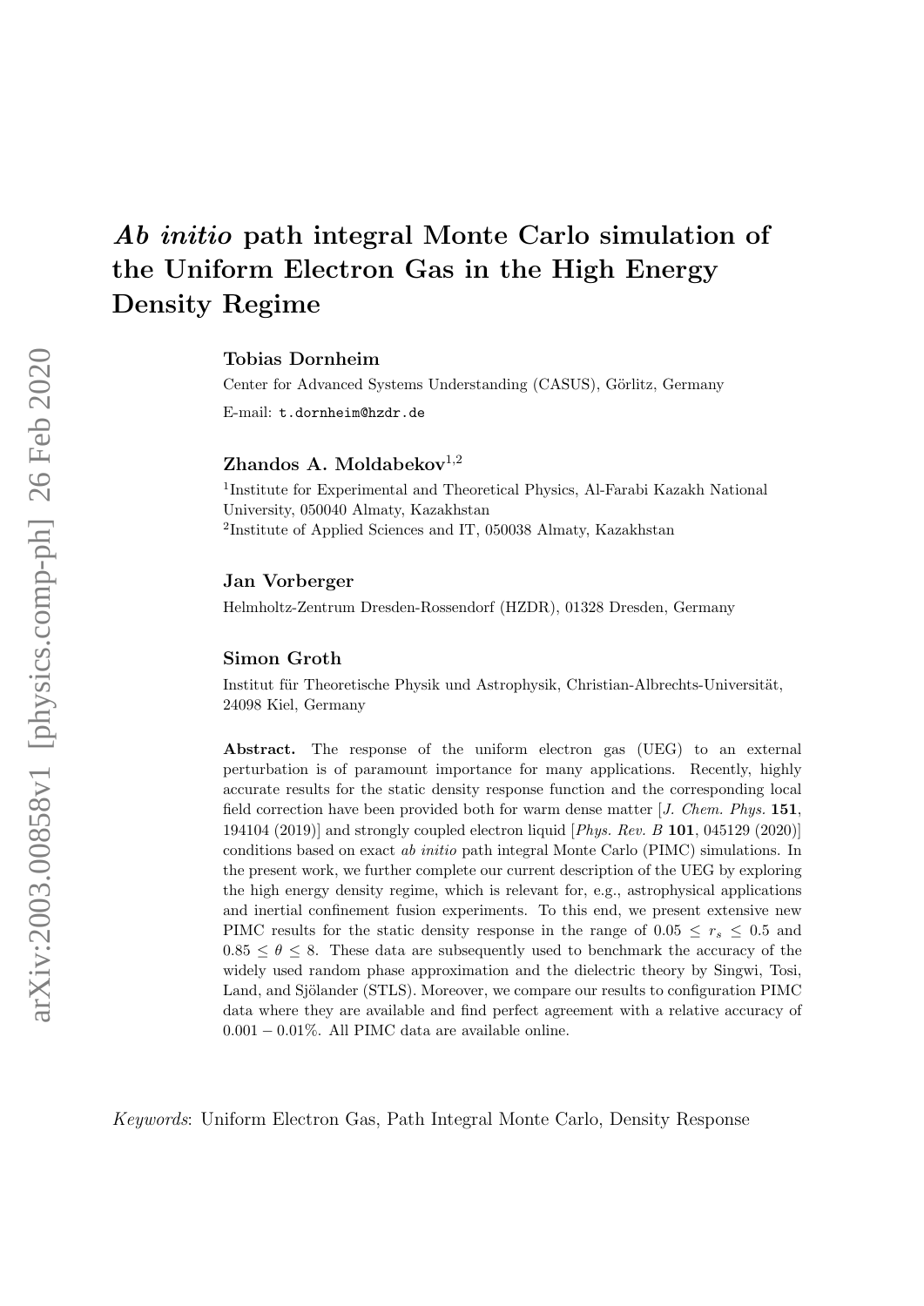# *Ab initio* path integral Monte Carlo simulation of the Uniform Electron Gas in the High Energy Density Regime

**Tobias Dornheim**

Center for Advanced Systems Understanding (CASUS), Görlitz, Germany

E-mail: `t.dornheim@hzdr.de`

**Zhandos A. Moldabekov**[1,2]

[1]Institute for Experimental and Theoretical Physics, Al-Farabi Kazakh National University, 050040 Almaty, Kazakhstan

[2]Institute of Applied Sciences and IT, 050038 Almaty, Kazakhstan

**Jan Vorberger**

Helmholtz-Zentrum Dresden-Rossendorf (HZDR), 01328 Dresden, Germany

**Simon Groth**

Institut für Theoretische Physik und Astrophysik, Christian-Albrechts-Universität, 24098 Kiel, Germany

**Abstract.** The response of the uniform electron gas (UEG) to an external perturbation is of paramount importance for many applications. Recently, highly accurate results for the static density response function and the corresponding local field correction have been provided both for warm dense matter [*J. Chem. Phys.* **151**, 194104 (2019)] and strongly coupled electron liquid [*Phys. Rev. B* **101**, 045129 (2020)] conditions based on exact *ab initio* path integral Monte Carlo (PIMC) simulations. In the present work, we further complete our current description of the UEG by exploring the high energy density regime, which is relevant for, e.g., astrophysical applications and inertial confinement fusion experiments. To this end, we present extensive new PIMC results for the static density response in the range of $0.05 \leq r_s \leq 0.5$ and $0.85 \leq \theta \leq 8$. These data are subsequently used to benchmark the accuracy of the widely used random phase approximation and the dielectric theory by Singwi, Tosi, Land, and Sjölander (STLS). Moreover, we compare our results to configuration PIMC data where they are available and find perfect agreement with a relative accuracy of $0.001 - 0.01\%$. All PIMC data are available online.

*Keywords*: Uniform Electron Gas, Path Integral Monte Carlo, Density Response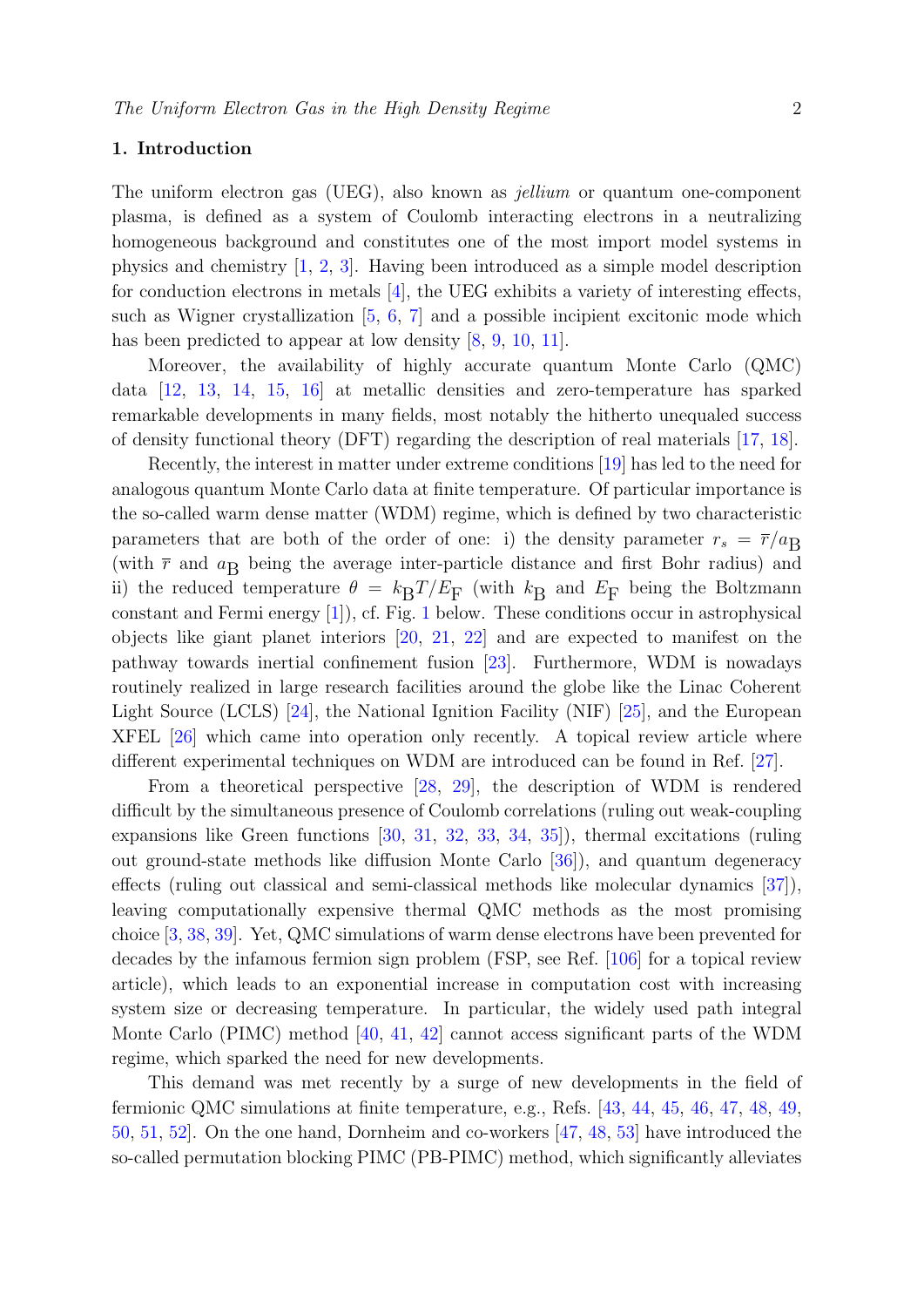## 1. Introduction

The uniform electron gas (UEG), also known as *jellium* or quantum one-component plasma, is defined as a system of Coulomb interacting electrons in a neutralizing homogeneous background and constitutes one of the most import model systems in physics and chemistry [1, 2, 3]. Having been introduced as a simple model description for conduction electrons in metals [4], the UEG exhibits a variety of interesting effects, such as Wigner crystallization [5, 6, 7] and a possible incipient excitonic mode which has been predicted to appear at low density [8, 9, 10, 11].

Moreover, the availability of highly accurate quantum Monte Carlo (QMC) data [12, 13, 14, 15, 16] at metallic densities and zero-temperature has sparked remarkable developments in many fields, most notably the hitherto unequaled success of density functional theory (DFT) regarding the description of real materials [17, 18].

Recently, the interest in matter under extreme conditions [19] has led to the need for analogous quantum Monte Carlo data at finite temperature. Of particular importance is the so-called warm dense matter (WDM) regime, which is defined by two characteristic parameters that are both of the order of one: i) the density parameter $r_s = \overline{r}/a_\mathrm{B}$ (with $\overline{r}$ and $a_\mathrm{B}$ being the average inter-particle distance and first Bohr radius) and ii) the reduced temperature $\theta = k_\mathrm{B}T/E_\mathrm{F}$ (with $k_\mathrm{B}$ and $E_\mathrm{F}$ being the Boltzmann constant and Fermi energy [1]), cf. Fig. 1 below. These conditions occur in astrophysical objects like giant planet interiors [20, 21, 22] and are expected to manifest on the pathway towards inertial confinement fusion [23]. Furthermore, WDM is nowadays routinely realized in large research facilities around the globe like the Linac Coherent Light Source (LCLS) [24], the National Ignition Facility (NIF) [25], and the European XFEL [26] which came into operation only recently. A topical review article where different experimental techniques on WDM are introduced can be found in Ref. [27].

From a theoretical perspective [28, 29], the description of WDM is rendered difficult by the simultaneous presence of Coulomb correlations (ruling out weak-coupling expansions like Green functions [30, 31, 32, 33, 34, 35]), thermal excitations (ruling out ground-state methods like diffusion Monte Carlo [36]), and quantum degeneracy effects (ruling out classical and semi-classical methods like molecular dynamics [37]), leaving computationally expensive thermal QMC methods as the most promising choice [3, 38, 39]. Yet, QMC simulations of warm dense electrons have been prevented for decades by the infamous fermion sign problem (FSP, see Ref. [106] for a topical review article), which leads to an exponential increase in computation cost with increasing system size or decreasing temperature. In particular, the widely used path integral Monte Carlo (PIMC) method [40, 41, 42] cannot access significant parts of the WDM regime, which sparked the need for new developments.

This demand was met recently by a surge of new developments in the field of fermionic QMC simulations at finite temperature, e.g., Refs. [43, 44, 45, 46, 47, 48, 49, 50, 51, 52]. On the one hand, Dornheim and co-workers [47, 48, 53] have introduced the so-called permutation blocking PIMC (PB-PIMC) method, which significantly alleviates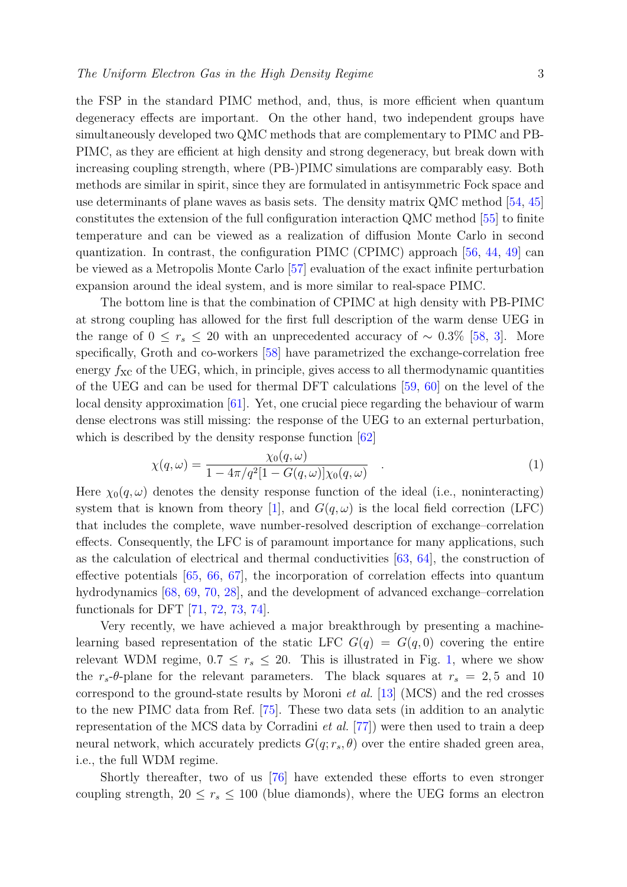the FSP in the standard PIMC method, and, thus, is more efficient when quantum degeneracy effects are important. On the other hand, two independent groups have simultaneously developed two QMC methods that are complementary to PIMC and PB-PIMC, as they are efficient at high density and strong degeneracy, but break down with increasing coupling strength, where (PB-)PIMC simulations are comparably easy. Both methods are similar in spirit, since they are formulated in antisymmetric Fock space and use determinants of plane waves as basis sets. The density matrix QMC method [54, 45] constitutes the extension of the full configuration interaction QMC method [55] to finite temperature and can be viewed as a realization of diffusion Monte Carlo in second quantization. In contrast, the configuration PIMC (CPIMC) approach [56, 44, 49] can be viewed as a Metropolis Monte Carlo [57] evaluation of the exact infinite perturbation expansion around the ideal system, and is more similar to real-space PIMC.

The bottom line is that the combination of CPIMC at high density with PB-PIMC at strong coupling has allowed for the first full description of the warm dense UEG in the range of $0 \leq r_s \leq 20$ with an unprecedented accuracy of $\sim 0.3\%$ [58, 3]. More specifically, Groth and co-workers [58] have parametrized the exchange-correlation free energy $f_{\mathrm{XC}}$ of the UEG, which, in principle, gives access to all thermodynamic quantities of the UEG and can be used for thermal DFT calculations [59, 60] on the level of the local density approximation [61]. Yet, one crucial piece regarding the behaviour of warm dense electrons was still missing: the response of the UEG to an external perturbation, which is described by the density response function [62]

$$\chi(q,\omega) = \frac{\chi_0(q,\omega)}{1 - 4\pi/q^2[1-G(q,\omega)]\chi_0(q,\omega)} \quad . \tag{1}$$

Here $\chi_0(q,\omega)$ denotes the density response function of the ideal (i.e., noninteracting) system that is known from theory [1], and $G(q,\omega)$ is the local field correction (LFC) that includes the complete, wave number-resolved description of exchange–correlation effects. Consequently, the LFC is of paramount importance for many applications, such as the calculation of electrical and thermal conductivities [63, 64], the construction of effective potentials [65, 66, 67], the incorporation of correlation effects into quantum hydrodynamics [68, 69, 70, 28], and the development of advanced exchange–correlation functionals for DFT [71, 72, 73, 74].

Very recently, we have achieved a major breakthrough by presenting a machine-learning based representation of the static LFC $G(q) = G(q,0)$ covering the entire relevant WDM regime, $0.7 \leq r_s \leq 20$. This is illustrated in Fig. 1, where we show the $r_s$-$\theta$-plane for the relevant parameters. The black squares at $r_s = 2, 5$ and 10 correspond to the ground-state results by Moroni *et al.* [13] (MCS) and the red crosses to the new PIMC data from Ref. [75]. These two data sets (in addition to an analytic representation of the MCS data by Corradini *et al.* [77]) were then used to train a deep neural network, which accurately predicts $G(q; r_s, \theta)$ over the entire shaded green area, i.e., the full WDM regime.

Shortly thereafter, two of us [76] have extended these efforts to even stronger coupling strength, $20 \leq r_s \leq 100$ (blue diamonds), where the UEG forms an electron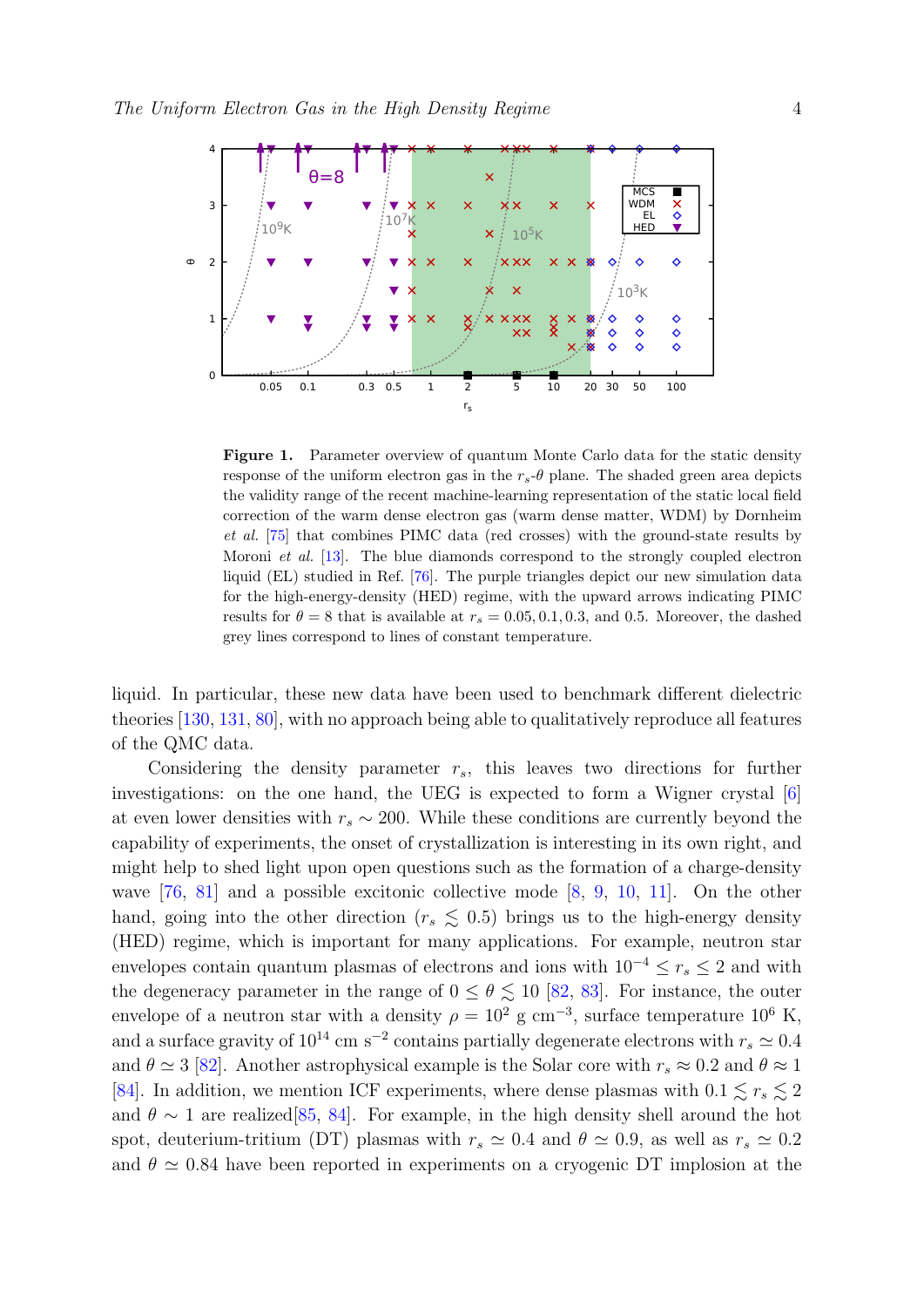θ=8

MCS
WDM
EL
HED

$10^9$K
$10^7$K
$10^5$K
$10^3$K

θ

0 1 2 3 4

0.05 0.1 0.3 0.5 1 2 5 10 20 30 50 100

$r_s$

**Figure 1.** Parameter overview of quantum Monte Carlo data for the static density response of the uniform electron gas in the $r_s$-$\theta$ plane. The shaded green area depicts the validity range of the recent machine-learning representation of the static local field correction of the warm dense electron gas (warm dense matter, WDM) by Dornheim *et al.* [75] that combines PIMC data (red crosses) with the ground-state results by Moroni *et al.* [13]. The blue diamonds correspond to the strongly coupled electron liquid (EL) studied in Ref. [76]. The purple triangles depict our new simulation data for the high-energy-density (HED) regime, with the upward arrows indicating PIMC results for $\theta = 8$ that is available at $r_s = 0.05, 0.1, 0.3$, and $0.5$. Moreover, the dashed grey lines correspond to lines of constant temperature.

liquid. In particular, these new data have been used to benchmark different dielectric theories [130, 131, 80], with no approach being able to qualitatively reproduce all features of the QMC data.

Considering the density parameter $r_s$, this leaves two directions for further investigations: on the one hand, the UEG is expected to form a Wigner crystal [6] at even lower densities with $r_s \sim 200$. While these conditions are currently beyond the capability of experiments, the onset of crystallization is interesting in its own right, and might help to shed light upon open questions such as the formation of a charge-density wave [76, 81] and a possible excitonic collective mode [8, 9, 10, 11]. On the other hand, going into the other direction ($r_s \lesssim 0.5$) brings us to the high-energy density (HED) regime, which is important for many applications. For example, neutron star envelopes contain quantum plasmas of electrons and ions with $10^{-4} \leq r_s \leq 2$ and with the degeneracy parameter in the range of $0 \leq \theta \lesssim 10$ [82, 83]. For instance, the outer envelope of a neutron star with a density $\rho = 10^2$ g cm$^{-3}$, surface temperature $10^6$ K, and a surface gravity of $10^{14}$ cm s$^{-2}$ contains partially degenerate electrons with $r_s \simeq 0.4$ and $\theta \simeq 3$ [82]. Another astrophysical example is the Solar core with $r_s \approx 0.2$ and $\theta \approx 1$ [84]. In addition, we mention ICF experiments, where dense plasmas with $0.1 \lesssim r_s \lesssim 2$ and $\theta \sim 1$ are realized[85, 84]. For example, in the high density shell around the hot spot, deuterium-tritium (DT) plasmas with $r_s \simeq 0.4$ and $\theta \simeq 0.9$, as well as $r_s \simeq 0.2$ and $\theta \simeq 0.84$ have been reported in experiments on a cryogenic DT implosion at the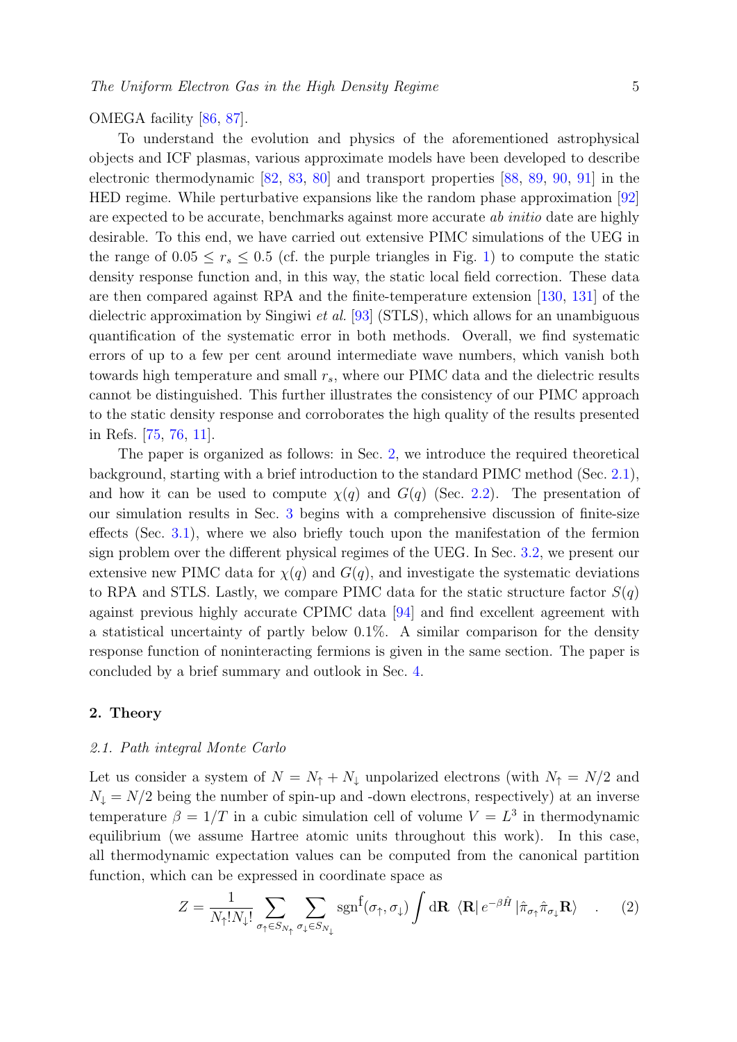OMEGA facility [86, 87].

To understand the evolution and physics of the aforementioned astrophysical objects and ICF plasmas, various approximate models have been developed to describe electronic thermodynamic [82, 83, 80] and transport properties [88, 89, 90, 91] in the HED regime. While perturbative expansions like the random phase approximation [92] are expected to be accurate, benchmarks against more accurate *ab initio* date are highly desirable. To this end, we have carried out extensive PIMC simulations of the UEG in the range of $0.05 \leq r_s \leq 0.5$ (cf. the purple triangles in Fig. 1) to compute the static density response function and, in this way, the static local field correction. These data are then compared against RPA and the finite-temperature extension [130, 131] of the dielectric approximation by Singwi *et al.* [93] (STLS), which allows for an unambiguous quantification of the systematic error in both methods. Overall, we find systematic errors of up to a few per cent around intermediate wave numbers, which vanish both towards high temperature and small $r_s$, where our PIMC data and the dielectric results cannot be distinguished. This further illustrates the consistency of our PIMC approach to the static density response and corroborates the high quality of the results presented in Refs. [75, 76, 11].

The paper is organized as follows: in Sec. 2, we introduce the required theoretical background, starting with a brief introduction to the standard PIMC method (Sec. 2.1), and how it can be used to compute $\chi(q)$ and $G(q)$ (Sec. 2.2). The presentation of our simulation results in Sec. 3 begins with a comprehensive discussion of finite-size effects (Sec. 3.1), where we also briefly touch upon the manifestation of the fermion sign problem over the different physical regimes of the UEG. In Sec. 3.2, we present our extensive new PIMC data for $\chi(q)$ and $G(q)$, and investigate the systematic deviations to RPA and STLS. Lastly, we compare PIMC data for the static structure factor $S(q)$ against previous highly accurate CPIMC data [94] and find excellent agreement with a statistical uncertainty of partly below 0.1%. A similar comparison for the density response function of noninteracting fermions is given in the same section. The paper is concluded by a brief summary and outlook in Sec. 4.

## 2. Theory

### 2.1. Path integral Monte Carlo

Let us consider a system of $N = N_\uparrow + N_\downarrow$ unpolarized electrons (with $N_\uparrow = N/2$ and $N_\downarrow = N/2$ being the number of spin-up and -down electrons, respectively) at an inverse temperature $\beta = 1/T$ in a cubic simulation cell of volume $V = L^3$ in thermodynamic equilibrium (we assume Hartree atomic units throughout this work). In this case, all thermodynamic expectation values can be computed from the canonical partition function, which can be expressed in coordinate space as

$$Z = \frac{1}{N_\uparrow! N_\downarrow!} \sum_{\sigma_\uparrow \in S_{N_\uparrow}} \sum_{\sigma_\downarrow \in S_{N_\downarrow}} \textrm{sgn}^{\textrm{f}}(\sigma_\uparrow, \sigma_\downarrow) \int \textrm{d}\mathbf{R} \ \langle \mathbf{R} | \, e^{-\beta \hat{H}} \, | \hat{\pi}_{\sigma_\uparrow} \hat{\pi}_{\sigma_\downarrow} \mathbf{R} \rangle \quad . \quad (2)$$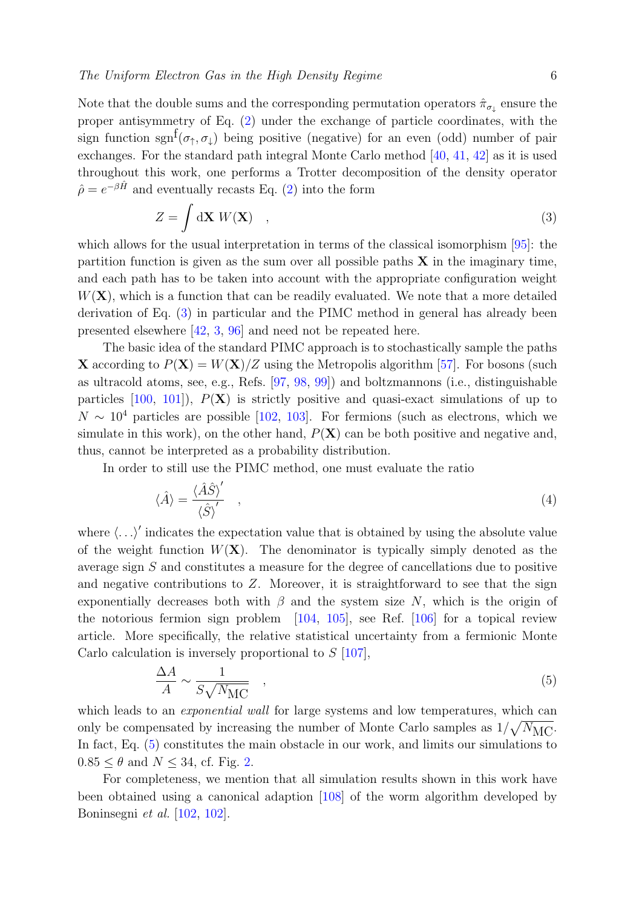Note that the double sums and the corresponding permutation operators $\hat{\pi}_{\sigma_\downarrow}$ ensure the proper antisymmetry of Eq. (2) under the exchange of particle coordinates, with the sign function $\text{sgn}^{\text{f}}(\sigma_\uparrow, \sigma_\downarrow)$ being positive (negative) for an even (odd) number of pair exchanges. For the standard path integral Monte Carlo method [40, 41, 42] as it is used throughout this work, one performs a Trotter decomposition of the density operator $\hat{\rho} = e^{-\beta \hat{H}}$ and eventually recasts Eq. (2) into the form

$$Z = \int \mathrm{d}\mathbf{X}\ W(\mathbf{X}) \quad , \tag{3}$$

which allows for the usual interpretation in terms of the classical isomorphism [95]: the partition function is given as the sum over all possible paths $\mathbf{X}$ in the imaginary time, and each path has to be taken into account with the appropriate configuration weight $W(\mathbf{X})$, which is a function that can be readily evaluated. We note that a more detailed derivation of Eq. (3) in particular and the PIMC method in general has already been presented elsewhere [42, 3, 96] and need not be repeated here.

The basic idea of the standard PIMC approach is to stochastically sample the paths $\mathbf{X}$ according to $P(\mathbf{X}) = W(\mathbf{X})/Z$ using the Metropolis algorithm [57]. For bosons (such as ultracold atoms, see, e.g., Refs. [97, 98, 99]) and boltzmannons (i.e., distinguishable particles [100, 101]), $P(\mathbf{X})$ is strictly positive and quasi-exact simulations of up to $N \sim 10^4$ particles are possible [102, 103]. For fermions (such as electrons, which we simulate in this work), on the other hand, $P(\mathbf{X})$ can be both positive and negative and, thus, cannot be interpreted as a probability distribution.

In order to still use the PIMC method, one must evaluate the ratio

$$\langle \hat{A} \rangle = \frac{\langle \hat{A}\hat{S} \rangle'}{\langle \hat{S} \rangle'} \quad , \tag{4}$$

where $\langle \ldots \rangle'$ indicates the expectation value that is obtained by using the absolute value of the weight function $W(\mathbf{X})$. The denominator is typically simply denoted as the average sign $S$ and constitutes a measure for the degree of cancellations due to positive and negative contributions to $Z$. Moreover, it is straightforward to see that the sign exponentially decreases both with $\beta$ and the system size $N$, which is the origin of the notorious fermion sign problem [104, 105], see Ref. [106] for a topical review article. More specifically, the relative statistical uncertainty from a fermionic Monte Carlo calculation is inversely proportional to $S$ [107],

$$\frac{\Delta A}{A} \sim \frac{1}{S\sqrt{N_{\text{MC}}}} \quad , \tag{5}$$

which leads to an *exponential wall* for large systems and low temperatures, which can only be compensated by increasing the number of Monte Carlo samples as $1/\sqrt{N_{\text{MC}}}$. In fact, Eq. (5) constitutes the main obstacle in our work, and limits our simulations to $0.85 \leq \theta$ and $N \leq 34$, cf. Fig. 2.

For completeness, we mention that all simulation results shown in this work have been obtained using a canonical adaption [108] of the worm algorithm developed by Boninsegni *et al.* [102, 102].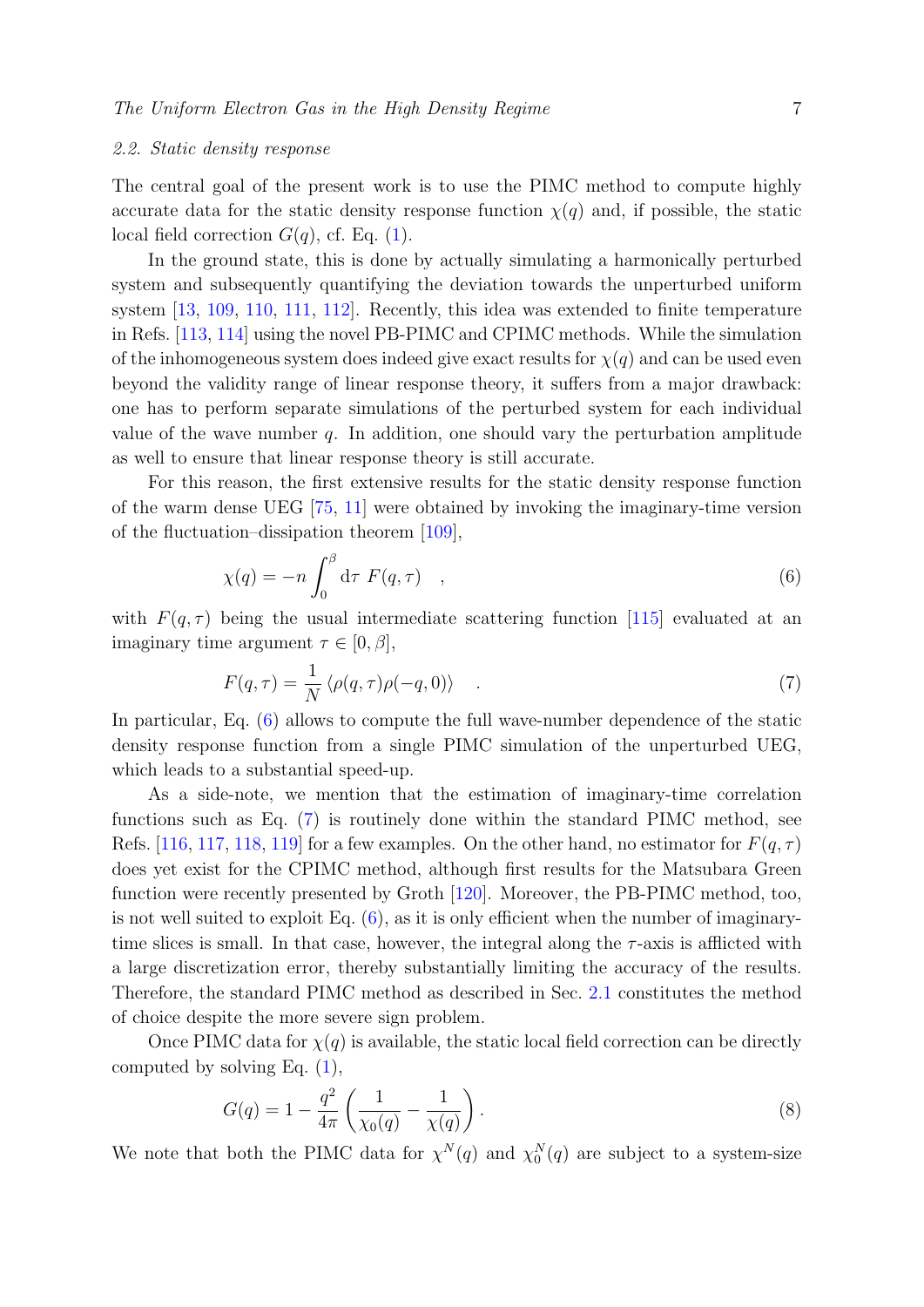### 2.2. Static density response

The central goal of the present work is to use the PIMC method to compute highly accurate data for the static density response function $\chi(q)$ and, if possible, the static local field correction $G(q)$, cf. Eq. (1).

In the ground state, this is done by actually simulating a harmonically perturbed system and subsequently quantifying the deviation towards the unperturbed uniform system [13, 109, 110, 111, 112]. Recently, this idea was extended to finite temperature in Refs. [113, 114] using the novel PB-PIMC and CPIMC methods. While the simulation of the inhomogeneous system does indeed give exact results for $\chi(q)$ and can be used even beyond the validity range of linear response theory, it suffers from a major drawback: one has to perform separate simulations of the perturbed system for each individual value of the wave number $q$. In addition, one should vary the perturbation amplitude as well to ensure that linear response theory is still accurate.

For this reason, the first extensive results for the static density response function of the warm dense UEG [75, 11] were obtained by invoking the imaginary-time version of the fluctuation–dissipation theorem [109],

$$\chi(q) = -n \int_0^\beta \mathrm{d}\tau \; F(q,\tau) \quad , \tag{6}$$

with $F(q,\tau)$ being the usual intermediate scattering function [115] evaluated at an imaginary time argument $\tau \in [0,\beta]$,

$$F(q,\tau) = \frac{1}{N} \left\langle \rho(q,\tau)\rho(-q,0) \right\rangle \quad . \tag{7}$$

In particular, Eq. (6) allows to compute the full wave-number dependence of the static density response function from a single PIMC simulation of the unperturbed UEG, which leads to a substantial speed-up.

As a side-note, we mention that the estimation of imaginary-time correlation functions such as Eq. (7) is routinely done within the standard PIMC method, see Refs. [116, 117, 118, 119] for a few examples. On the other hand, no estimator for $F(q,\tau)$ does yet exist for the CPIMC method, although first results for the Matsubara Green function were recently presented by Groth [120]. Moreover, the PB-PIMC method, too, is not well suited to exploit Eq. (6), as it is only efficient when the number of imaginary-time slices is small. In that case, however, the integral along the $\tau$-axis is afflicted with a large discretization error, thereby substantially limiting the accuracy of the results. Therefore, the standard PIMC method as described in Sec. 2.1 constitutes the method of choice despite the more severe sign problem.

Once PIMC data for $\chi(q)$ is available, the static local field correction can be directly computed by solving Eq. (1),

$$G(q) = 1 - \frac{q^2}{4\pi}\left( \frac{1}{\chi_0(q)} - \frac{1}{\chi(q)} \right) . \tag{8}$$

We note that both the PIMC data for $\chi^N(q)$ and $\chi_0^N(q)$ are subject to a system-size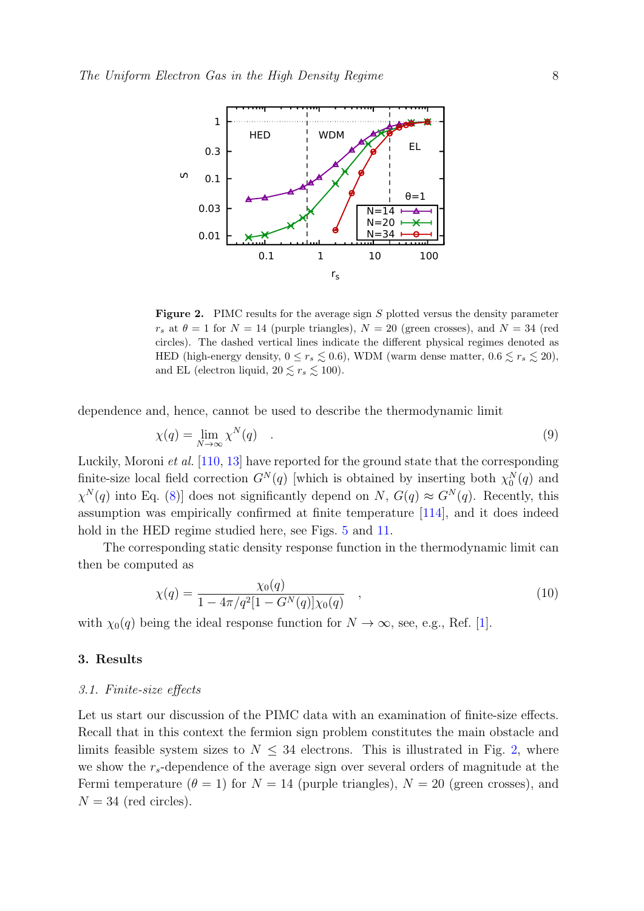HED
WDM
EL
θ=1
N=14
N=20
N=34
S
r_s
1
0.3
0.1
0.03
0.01
0.1
1
10
100

**Figure 2.** PIMC results for the average sign $S$ plotted versus the density parameter $r_s$ at $\theta = 1$ for $N = 14$ (purple triangles), $N = 20$ (green crosses), and $N = 34$ (red circles). The dashed vertical lines indicate the different physical regimes denoted as HED (high-energy density, $0 \leq r_s \lesssim 0.6$), WDM (warm dense matter, $0.6 \lesssim r_s \lesssim 20$), and EL (electron liquid, $20 \lesssim r_s \lesssim 100$).

dependence and, hence, cannot be used to describe the thermodynamic limit

$$\chi(q) = \lim_{N\to\infty} \chi^N(q) \quad . \tag{9}$$

Luckily, Moroni *et al.* [110, 13] have reported for the ground state that the corresponding finite-size local field correction $G^N(q)$ [which is obtained by inserting both $\chi_0^N(q)$ and $\chi^N(q)$ into Eq. (8)] does not significantly depend on $N$, $G(q) \approx G^N(q)$. Recently, this assumption was empirically confirmed at finite temperature [114], and it does indeed hold in the HED regime studied here, see Figs. 5 and 11.

The corresponding static density response function in the thermodynamic limit can then be computed as

$$\chi(q) = \frac{\chi_0(q)}{1 - 4\pi/q^2[1 - G^N(q)]\chi_0(q)} \quad , \tag{10}$$

with $\chi_0(q)$ being the ideal response function for $N \to \infty$, see, e.g., Ref. [1].

## 3. Results

### 3.1. Finite-size effects

Let us start our discussion of the PIMC data with an examination of finite-size effects. Recall that in this context the fermion sign problem constitutes the main obstacle and limits feasible system sizes to $N \leq 34$ electrons. This is illustrated in Fig. 2, where we show the $r_s$-dependence of the average sign over several orders of magnitude at the Fermi temperature ($\theta = 1$) for $N = 14$ (purple triangles), $N = 20$ (green crosses), and $N = 34$ (red circles).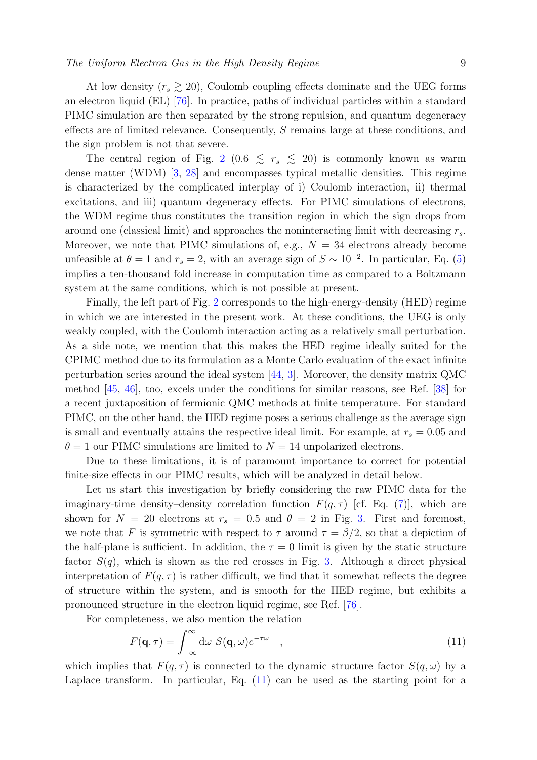At low density ($r_s \gtrsim 20$), Coulomb coupling effects dominate and the UEG forms an electron liquid (EL) [76]. In practice, paths of individual particles within a standard PIMC simulation are then separated by the strong repulsion, and quantum degeneracy effects are of limited relevance. Consequently, $S$ remains large at these conditions, and the sign problem is not that severe.

The central region of Fig. 2 ($0.6 \lesssim r_s \lesssim 20$) is commonly known as warm dense matter (WDM) [3, 28] and encompasses typical metallic densities. This regime is characterized by the complicated interplay of i) Coulomb interaction, ii) thermal excitations, and iii) quantum degeneracy effects. For PIMC simulations of electrons, the WDM regime thus constitutes the transition region in which the sign drops from around one (classical limit) and approaches the noninteracting limit with decreasing $r_s$. Moreover, we note that PIMC simulations of, e.g., $N = 34$ electrons already become unfeasible at $\theta = 1$ and $r_s = 2$, with an average sign of $S \sim 10^{-2}$. In particular, Eq. (5) implies a ten-thousand fold increase in computation time as compared to a Boltzmann system at the same conditions, which is not possible at present.

Finally, the left part of Fig. 2 corresponds to the high-energy-density (HED) regime in which we are interested in the present work. At these conditions, the UEG is only weakly coupled, with the Coulomb interaction acting as a relatively small perturbation. As a side note, we mention that this makes the HED regime ideally suited for the CPIMC method due to its formulation as a Monte Carlo evaluation of the exact infinite perturbation series around the ideal system [44, 3]. Moreover, the density matrix QMC method [45, 46], too, excels under the conditions for similar reasons, see Ref. [38] for a recent juxtaposition of fermionic QMC methods at finite temperature. For standard PIMC, on the other hand, the HED regime poses a serious challenge as the average sign is small and eventually attains the respective ideal limit. For example, at $r_s = 0.05$ and $\theta = 1$ our PIMC simulations are limited to $N = 14$ unpolarized electrons.

Due to these limitations, it is of paramount importance to correct for potential finite-size effects in our PIMC results, which will be analyzed in detail below.

Let us start this investigation by briefly considering the raw PIMC data for the imaginary-time density–density correlation function $F(q, \tau)$ [cf. Eq. (7)], which are shown for $N = 20$ electrons at $r_s = 0.5$ and $\theta = 2$ in Fig. 3. First and foremost, we note that $F$ is symmetric with respect to $\tau$ around $\tau = \beta/2$, so that a depiction of the half-plane is sufficient. In addition, the $\tau = 0$ limit is given by the static structure factor $S(q)$, which is shown as the red crosses in Fig. 3. Although a direct physical interpretation of $F(q, \tau)$ is rather difficult, we find that it somewhat reflects the degree of structure within the system, and is smooth for the HED regime, but exhibits a pronounced structure in the electron liquid regime, see Ref. [76].

For completeness, we also mention the relation

$$F(\mathbf{q}, \tau) = \int_{-\infty}^{\infty} \mathrm{d}\omega \ S(\mathbf{q}, \omega) e^{-\tau\omega} \quad , \tag{11}$$

which implies that $F(q, \tau)$ is connected to the dynamic structure factor $S(q, \omega)$ by a Laplace transform. In particular, Eq. (11) can be used as the starting point for a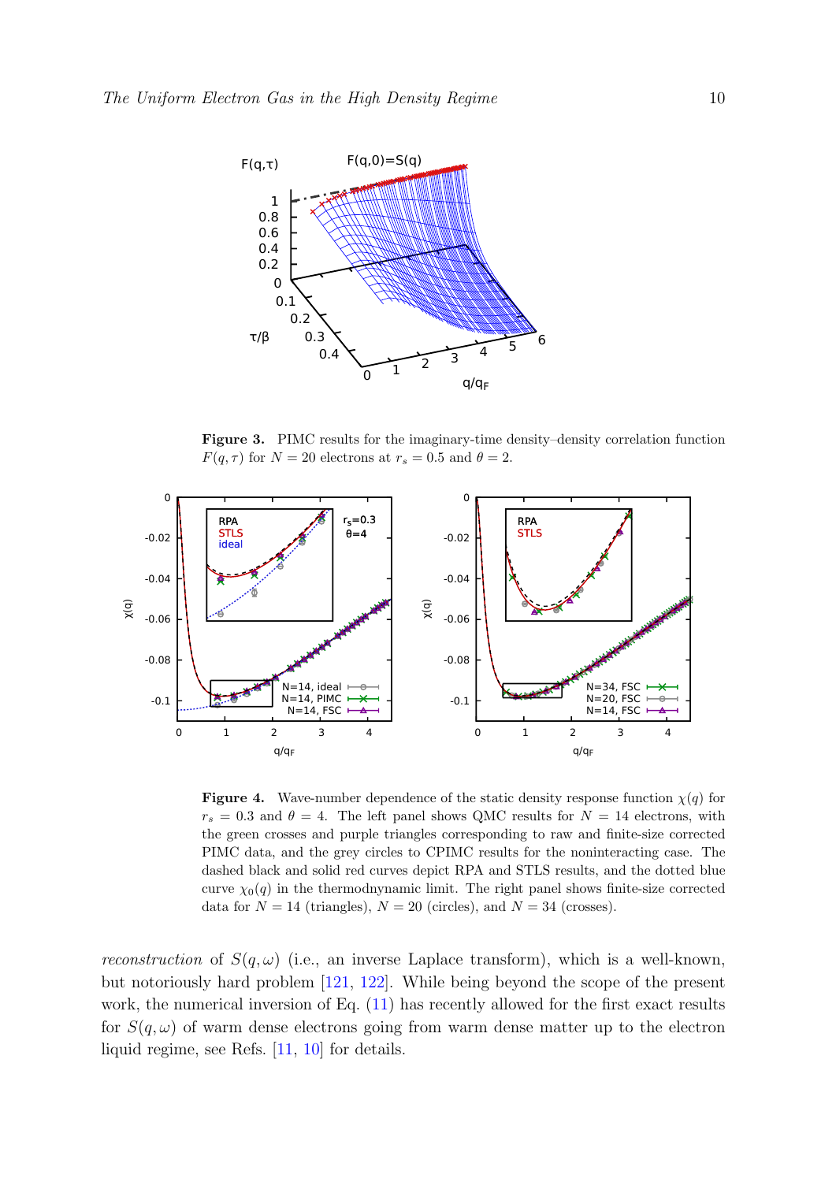F(q,τ)

F(q,0)=S(q)

1
0.8
0.6
0.4
0.2
0

0.1
0.2
τ/β
0.3
0.4

0 1 2 3 4 5 6

q/q$_F$

**Figure 3.** PIMC results for the imaginary-time density–density correlation function $F(q, \tau)$ for $N = 20$ electrons at $r_s = 0.5$ and $\theta = 2$.

0
-0.02
-0.04
-0.06
-0.08
-0.1
χ(q)

RPA
STLS
ideal

r$_s$=0.3
θ=4

N=14, ideal
N=14, PIMC
N=14, FSC

0 1 2 3 4

q/q$_F$

0
-0.02
-0.04
-0.06
-0.08
-0.1
χ(q)

RPA
STLS

N=34, FSC
N=20, FSC
N=14, FSC

0 1 2 3 4

q/q$_F$

**Figure 4.** Wave-number dependence of the static density response function $\chi(q)$ for $r_s = 0.3$ and $\theta = 4$. The left panel shows QMC results for $N = 14$ electrons, with the green crosses and purple triangles corresponding to raw and finite-size corrected PIMC data, and the grey circles to CPIMC results for the noninteracting case. The dashed black and solid red curves depict RPA and STLS results, and the dotted blue curve $\chi_0(q)$ in the thermodynamic limit. The right panel shows finite-size corrected data for $N = 14$ (triangles), $N = 20$ (circles), and $N = 34$ (crosses).

*reconstruction* of $S(q, \omega)$ (i.e., an inverse Laplace transform), which is a well-known, but notoriously hard problem [121, 122]. While being beyond the scope of the present work, the numerical inversion of Eq. (11) has recently allowed for the first exact results for $S(q, \omega)$ of warm dense electrons going from warm dense matter up to the electron liquid regime, see Refs. [11, 10] for details.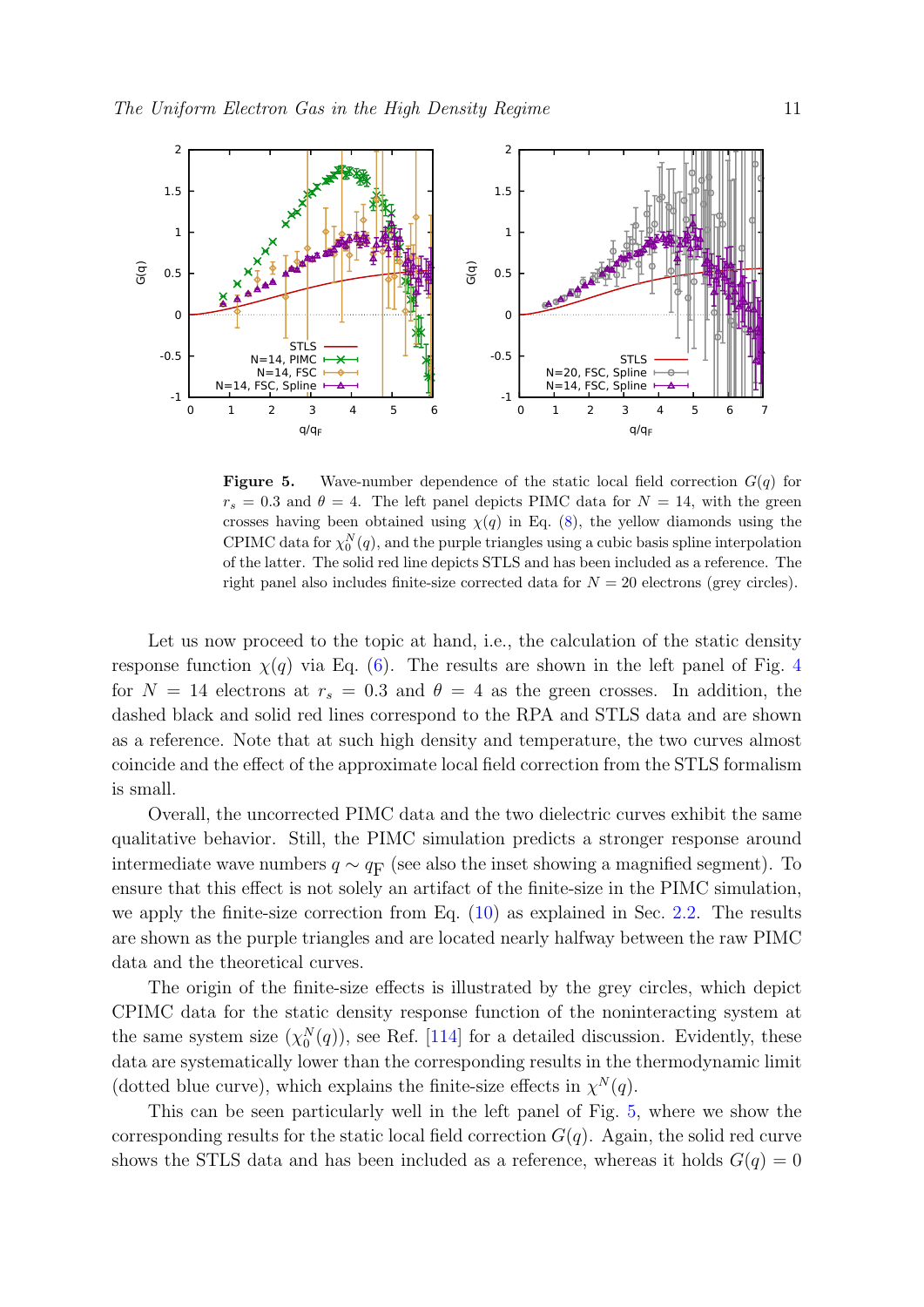G(q)

q/q_F

STLS
N=14, PIMC
N=14, FSC
N=14, FSC, Spline

STLS
N=20, FSC, Spline
N=14, FSC, Spline

**Figure 5.** Wave-number dependence of the static local field correction $G(q)$ for $r_s = 0.3$ and $\theta = 4$. The left panel depicts PIMC data for $N = 14$, with the green crosses having been obtained using $\chi(q)$ in Eq. (8), the yellow diamonds using the CPIMC data for $\chi_0^N(q)$, and the purple triangles using a cubic basis spline interpolation of the latter. The solid red line depicts STLS and has been included as a reference. The right panel also includes finite-size corrected data for $N = 20$ electrons (grey circles).

Let us now proceed to the topic at hand, i.e., the calculation of the static density response function $\chi(q)$ via Eq. (6). The results are shown in the left panel of Fig. 4 for $N = 14$ electrons at $r_s = 0.3$ and $\theta = 4$ as the green crosses. In addition, the dashed black and solid red lines correspond to the RPA and STLS data and are shown as a reference. Note that at such high density and temperature, the two curves almost coincide and the effect of the approximate local field correction from the STLS formalism is small.

Overall, the uncorrected PIMC data and the two dielectric curves exhibit the same qualitative behavior. Still, the PIMC simulation predicts a stronger response around intermediate wave numbers $q \sim q_\text{F}$ (see also the inset showing a magnified segment). To ensure that this effect is not solely an artifact of the finite-size in the PIMC simulation, we apply the finite-size correction from Eq. (10) as explained in Sec. 2.2. The results are shown as the purple triangles and are located nearly halfway between the raw PIMC data and the theoretical curves.

The origin of the finite-size effects is illustrated by the grey circles, which depict CPIMC data for the static density response function of the noninteracting system at the same system size ($\chi_0^N(q)$), see Ref. [114] for a detailed discussion. Evidently, these data are systematically lower than the corresponding results in the thermodynamic limit (dotted blue curve), which explains the finite-size effects in $\chi^N(q)$.

This can be seen particularly well in the left panel of Fig. 5, where we show the corresponding results for the static local field correction $G(q)$. Again, the solid red curve shows the STLS data and has been included as a reference, whereas it holds $G(q) = 0$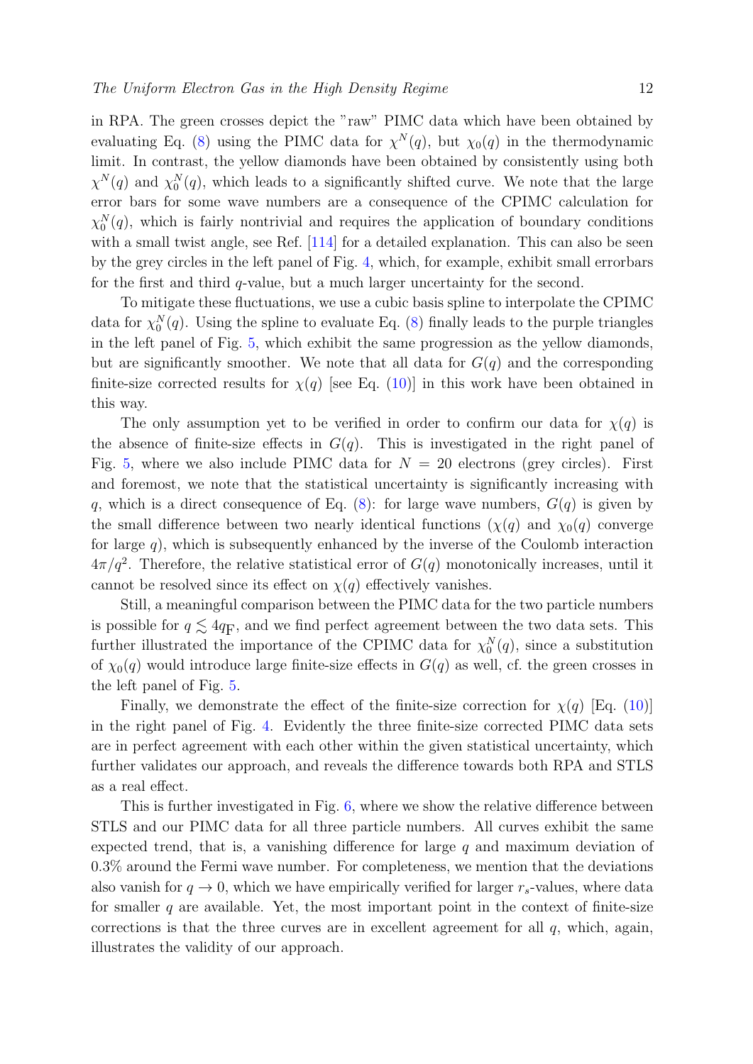in RPA. The green crosses depict the "raw" PIMC data which have been obtained by evaluating Eq. (8) using the PIMC data for $\chi^N(q)$, but $\chi_0(q)$ in the thermodynamic limit. In contrast, the yellow diamonds have been obtained by consistently using both $\chi^N(q)$ and $\chi_0^N(q)$, which leads to a significantly shifted curve. We note that the large error bars for some wave numbers are a consequence of the CPIMC calculation for $\chi_0^N(q)$, which is fairly nontrivial and requires the application of boundary conditions with a small twist angle, see Ref. [114] for a detailed explanation. This can also be seen by the grey circles in the left panel of Fig. 4, which, for example, exhibit small errorbars for the first and third $q$-value, but a much larger uncertainty for the second.

To mitigate these fluctuations, we use a cubic basis spline to interpolate the CPIMC data for $\chi_0^N(q)$. Using the spline to evaluate Eq. (8) finally leads to the purple triangles in the left panel of Fig. 5, which exhibit the same progression as the yellow diamonds, but are significantly smoother. We note that all data for $G(q)$ and the corresponding finite-size corrected results for $\chi(q)$ [see Eq. (10)] in this work have been obtained in this way.

The only assumption yet to be verified in order to confirm our data for $\chi(q)$ is the absence of finite-size effects in $G(q)$. This is investigated in the right panel of Fig. 5, where we also include PIMC data for $N = 20$ electrons (grey circles). First and foremost, we note that the statistical uncertainty is significantly increasing with $q$, which is a direct consequence of Eq. (8): for large wave numbers, $G(q)$ is given by the small difference between two nearly identical functions ($\chi(q)$ and $\chi_0(q)$ converge for large $q$), which is subsequently enhanced by the inverse of the Coulomb interaction $4\pi/q^2$. Therefore, the relative statistical error of $G(q)$ monotonically increases, until it cannot be resolved since its effect on $\chi(q)$ effectively vanishes.

Still, a meaningful comparison between the PIMC data for the two particle numbers is possible for $q \lesssim 4q_\mathrm{F}$, and we find perfect agreement between the two data sets. This further illustrated the importance of the CPIMC data for $\chi_0^N(q)$, since a substitution of $\chi_0(q)$ would introduce large finite-size effects in $G(q)$ as well, cf. the green crosses in the left panel of Fig. 5.

Finally, we demonstrate the effect of the finite-size correction for $\chi(q)$ [Eq. (10)] in the right panel of Fig. 4. Evidently the three finite-size corrected PIMC data sets are in perfect agreement with each other within the given statistical uncertainty, which further validates our approach, and reveals the difference towards both RPA and STLS as a real effect.

This is further investigated in Fig. 6, where we show the relative difference between STLS and our PIMC data for all three particle numbers. All curves exhibit the same expected trend, that is, a vanishing difference for large $q$ and maximum deviation of 0.3% around the Fermi wave number. For completeness, we mention that the deviations also vanish for $q \to 0$, which we have empirically verified for larger $r_s$-values, where data for smaller $q$ are available. Yet, the most important point in the context of finite-size corrections is that the three curves are in excellent agreement for all $q$, which, again, illustrates the validity of our approach.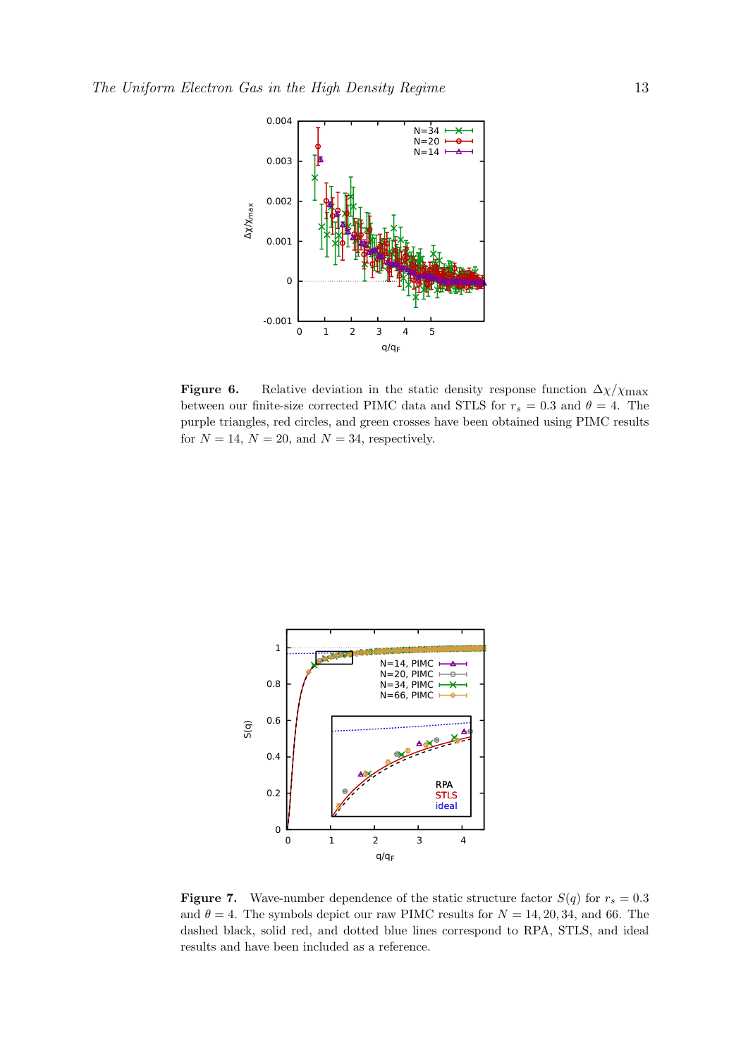0.004
0.003
0.002
0.001
0
-0.001
0 1 2 3 4 5
$q/q_F$
$\Delta\chi/\chi_{max}$
N=34
N=20
N=14

**Figure 6.** Relative deviation in the static density response function $\Delta\chi/\chi_{\max}$ between our finite-size corrected PIMC data and STLS for $r_s = 0.3$ and $\theta = 4$. The purple triangles, red circles, and green crosses have been obtained using PIMC results for $N = 14$, $N = 20$, and $N = 34$, respectively.

1
0.8
0.6
0.4
0.2
0
0 1 2 3 4
$q/q_F$
$S(q)$
N=14, PIMC
N=20, PIMC
N=34, PIMC
N=66, PIMC
RPA
STLS
ideal

**Figure 7.** Wave-number dependence of the static structure factor $S(q)$ for $r_s = 0.3$ and $\theta = 4$. The symbols depict our raw PIMC results for $N = 14, 20, 34$, and 66. The dashed black, solid red, and dotted blue lines correspond to RPA, STLS, and ideal results and have been included as a reference.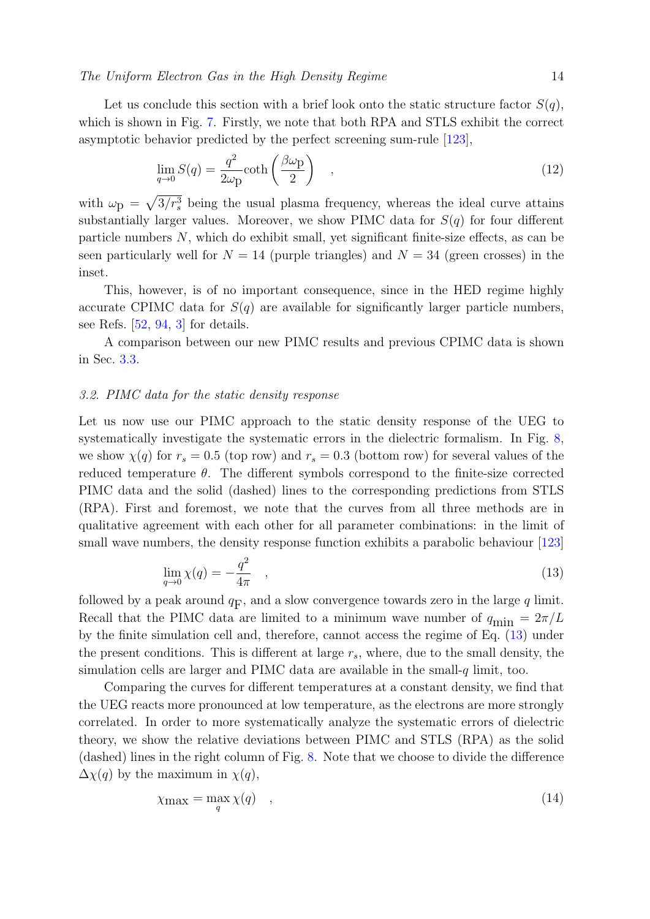Let us conclude this section with a brief look onto the static structure factor $S(q)$, which is shown in Fig. 7. Firstly, we note that both RPA and STLS exhibit the correct asymptotic behavior predicted by the perfect screening sum-rule [123],

$$\lim_{q\to 0} S(q) = \frac{q^2}{2\omega_\mathrm{p}} \coth\left(\frac{\beta\omega_\mathrm{p}}{2}\right) \quad , \tag{12}$$

with $\omega_\mathrm{p} = \sqrt{3/r_s^3}$ being the usual plasma frequency, whereas the ideal curve attains substantially larger values. Moreover, we show PIMC data for $S(q)$ for four different particle numbers $N$, which do exhibit small, yet significant finite-size effects, as can be seen particularly well for $N = 14$ (purple triangles) and $N = 34$ (green crosses) in the inset.

This, however, is of no important consequence, since in the HED regime highly accurate CPIMC data for $S(q)$ are available for significantly larger particle numbers, see Refs. [52, 94, 3] for details.

A comparison between our new PIMC results and previous CPIMC data is shown in Sec. 3.3.

### 3.2. PIMC data for the static density response

Let us now use our PIMC approach to the static density response of the UEG to systematically investigate the systematic errors in the dielectric formalism. In Fig. 8, we show $\chi(q)$ for $r_s = 0.5$ (top row) and $r_s = 0.3$ (bottom row) for several values of the reduced temperature $\theta$. The different symbols correspond to the finite-size corrected PIMC data and the solid (dashed) lines to the corresponding predictions from STLS (RPA). First and foremost, we note that the curves from all three methods are in qualitative agreement with each other for all parameter combinations: in the limit of small wave numbers, the density response function exhibits a parabolic behaviour [123]

$$\lim_{q\to 0} \chi(q) = -\frac{q^2}{4\pi} \quad , \tag{13}$$

followed by a peak around $q_\mathrm{F}$, and a slow convergence towards zero in the large $q$ limit. Recall that the PIMC data are limited to a minimum wave number of $q_\mathrm{min} = 2\pi/L$ by the finite simulation cell and, therefore, cannot access the regime of Eq. (13) under the present conditions. This is different at large $r_s$, where, due to the small density, the simulation cells are larger and PIMC data are available in the small-$q$ limit, too.

Comparing the curves for different temperatures at a constant density, we find that the UEG reacts more pronounced at low temperature, as the electrons are more strongly correlated. In order to more systematically analyze the systematic errors of dielectric theory, we show the relative deviations between PIMC and STLS (RPA) as the solid (dashed) lines in the right column of Fig. 8. Note that we choose to divide the difference $\Delta\chi(q)$ by the maximum in $\chi(q)$,

$$\chi_\mathrm{max} = \max_q \chi(q) \quad , \tag{14}$$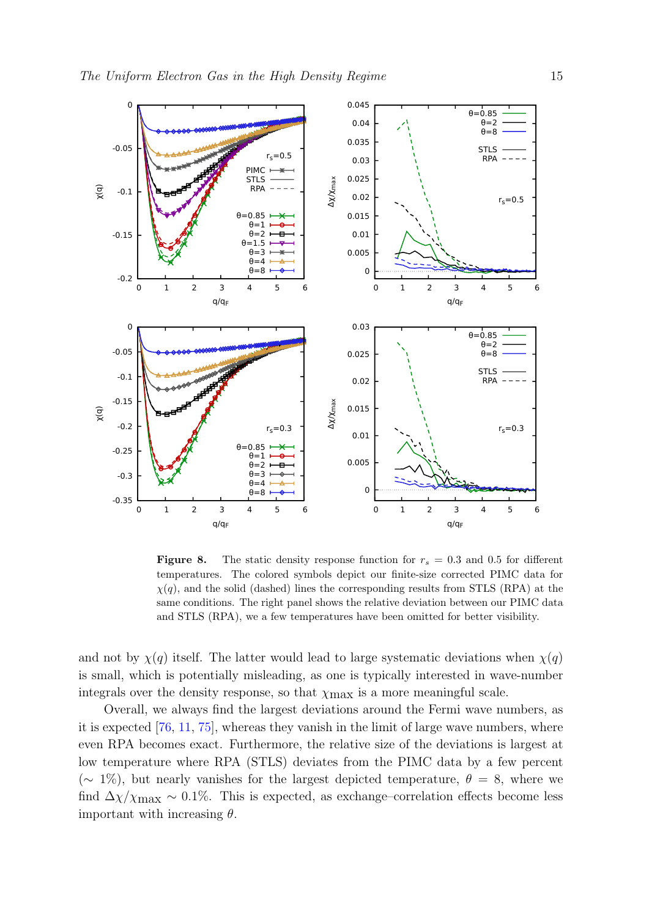0
-0.05
-0.1
-0.15
-0.2
χ(q)
0 1 2 3 4 5 6
q/q_F
$r_s$=0.5
PIMC
STLS
RPA
θ=0.85
θ=1
θ=2
θ=1.5
θ=3
θ=4
θ=8

0.045
0.04
0.035
0.03
0.025
0.02
0.015
0.01
0.005
0
Δχ/χ_max
0 1 2 3 4 5 6
q/q_F
θ=0.85
θ=2
θ=8
STLS
RPA
$r_s$=0.5

0
-0.05
-0.1
-0.15
-0.2
-0.25
-0.3
-0.35
χ(q)
0 1 2 3 4 5 6
q/q_F
$r_s$=0.3
θ=0.85
θ=1
θ=2
θ=3
θ=4
θ=8

0.03
0.025
0.02
0.015
0.01
0.005
0
Δχ/χ_max
0 1 2 3 4 5 6
q/q_F
θ=0.85
θ=2
θ=8
STLS
RPA
$r_s$=0.3

**Figure 8.** The static density response function for $r_s = 0.3$ and $0.5$ for different temperatures. The colored symbols depict our finite-size corrected PIMC data for $\chi(q)$, and the solid (dashed) lines the corresponding results from STLS (RPA) at the same conditions. The right panel shows the relative deviation between our PIMC data and STLS (RPA), we a few temperatures have been omitted for better visibility.

and not by $\chi(q)$ itself. The latter would lead to large systematic deviations when $\chi(q)$ is small, which is potentially misleading, as one is typically interested in wave-number integrals over the density response, so that $\chi_{\text{max}}$ is a more meaningful scale.

Overall, we always find the largest deviations around the Fermi wave numbers, as it is expected [76, 11, 75], whereas they vanish in the limit of large wave numbers, where even RPA becomes exact. Furthermore, the relative size of the deviations is largest at low temperature where RPA (STLS) deviates from the PIMC data by a few percent ($\sim 1\%$), but nearly vanishes for the largest depicted temperature, $\theta = 8$, where we find $\Delta\chi/\chi_{\text{max}} \sim 0.1\%$. This is expected, as exchange–correlation effects become less important with increasing $\theta$.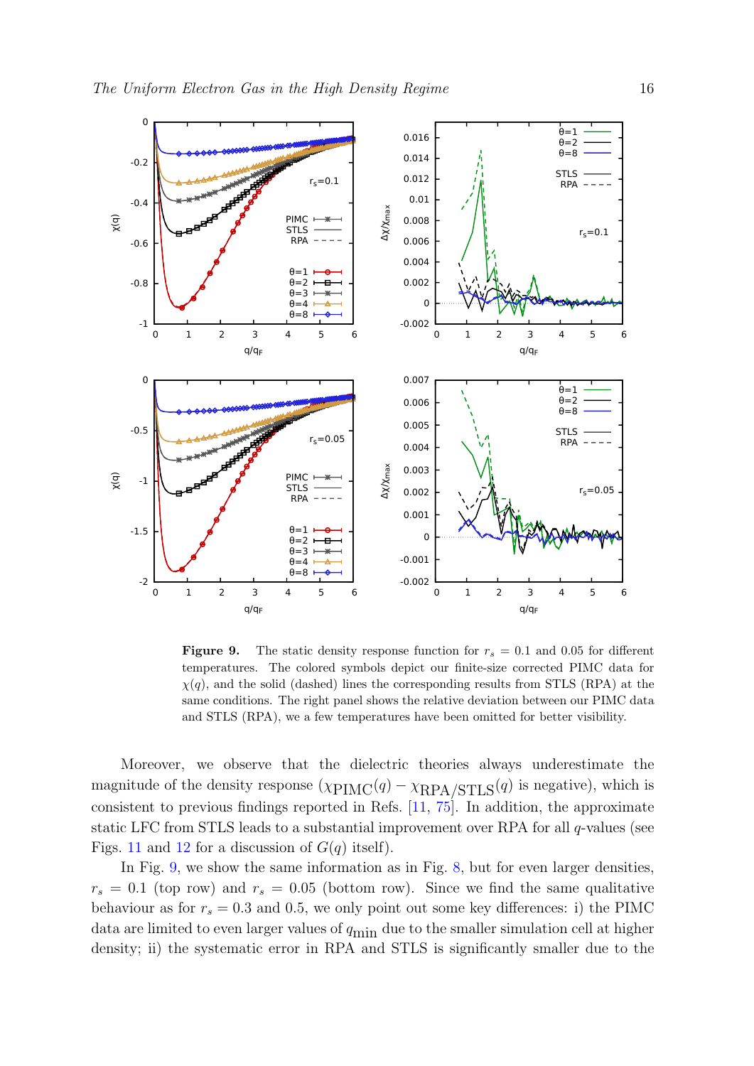0
-0.2
-0.4
-0.6
-0.8
-1
χ(q)
0 1 2 3 4 5 6
q/q_F
r_s=0.1
PIMC
STLS
RPA
θ=1
θ=2
θ=3
θ=4
θ=8

0.016
0.014
0.012
0.01
0.008
0.006
0.004
0.002
0
-0.002
Δχ/χ_max
0 1 2 3 4 5 6
q/q_F
θ=1
θ=2
θ=8
STLS
RPA
r_s=0.1

0
-0.5
-1
-1.5
-2
χ(q)
0 1 2 3 4 5 6
q/q_F
r_s=0.05
PIMC
STLS
RPA
θ=1
θ=2
θ=3
θ=4
θ=8

0.007
0.006
0.005
0.004
0.003
0.002
0.001
0
-0.001
-0.002
Δχ/χ_max
0 1 2 3 4 5 6
q/q_F
θ=1
θ=2
θ=8
STLS
RPA
r_s=0.05

**Figure 9.** The static density response function for $r_s = 0.1$ and $0.05$ for different temperatures. The colored symbols depict our finite-size corrected PIMC data for $\chi(q)$, and the solid (dashed) lines the corresponding results from STLS (RPA) at the same conditions. The right panel shows the relative deviation between our PIMC data and STLS (RPA), we a few temperatures have been omitted for better visibility.

Moreover, we observe that the dielectric theories always underestimate the magnitude of the density response ($\chi_{\mathrm{PIMC}}(q) - \chi_{\mathrm{RPA/STLS}}(q)$ is negative), which is consistent to previous findings reported in Refs. [11, 75]. In addition, the approximate static LFC from STLS leads to a substantial improvement over RPA for all $q$-values (see Figs. 11 and 12 for a discussion of $G(q)$ itself).

In Fig. 9, we show the same information as in Fig. 8, but for even larger densities, $r_s = 0.1$ (top row) and $r_s = 0.05$ (bottom row). Since we find the same qualitative behaviour as for $r_s = 0.3$ and $0.5$, we only point out some key differences: i) the PIMC data are limited to even larger values of $q_{\mathrm{min}}$ due to the smaller simulation cell at higher density; ii) the systematic error in RPA and STLS is significantly smaller due to the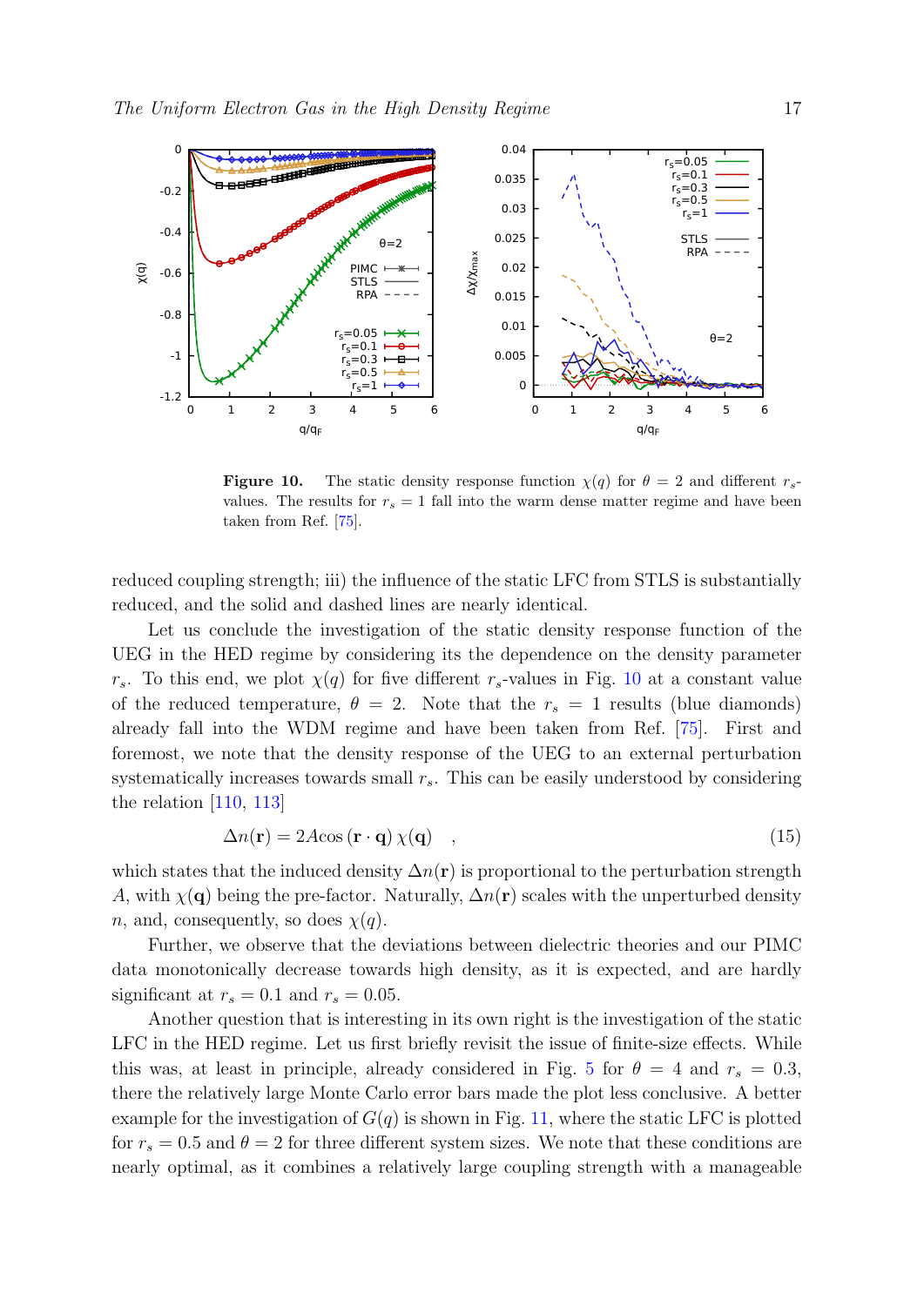0
-0.2
-0.4
-0.6
-0.8
-1
-1.2
χ(q)
0 1 2 3 4 5 6
q/q_F
θ=2
PIMC
STLS
RPA
r_s=0.05
r_s=0.1
r_s=0.3
r_s=0.5
r_s=1

0.04
0.035
0.03
0.025
0.02
0.015
0.01
0.005
0
Δχ/χ_max
0 1 2 3 4 5 6
q/q_F
r_s=0.05
r_s=0.1
r_s=0.3
r_s=0.5
r_s=1
STLS
RPA
θ=2

**Figure 10.** The static density response function $\chi(q)$ for $\theta = 2$ and different $r_s$-values. The results for $r_s = 1$ fall into the warm dense matter regime and have been taken from Ref. [75].

reduced coupling strength; iii) the influence of the static LFC from STLS is substantially reduced, and the solid and dashed lines are nearly identical.

Let us conclude the investigation of the static density response function of the UEG in the HED regime by considering its the dependence on the density parameter $r_s$. To this end, we plot $\chi(q)$ for five different $r_s$-values in Fig. 10 at a constant value of the reduced temperature, $\theta = 2$. Note that the $r_s = 1$ results (blue diamonds) already fall into the WDM regime and have been taken from Ref. [75]. First and foremost, we note that the density response of the UEG to an external perturbation systematically increases towards small $r_s$. This can be easily understood by considering the relation [110, 113]

$$\Delta n(\mathbf{r}) = 2A\cos\left(\mathbf{r}\cdot\mathbf{q}\right)\chi(\mathbf{q}) \quad , \tag{15}$$

which states that the induced density $\Delta n(\mathbf{r})$ is proportional to the perturbation strength $A$, with $\chi(\mathbf{q})$ being the pre-factor. Naturally, $\Delta n(\mathbf{r})$ scales with the unperturbed density $n$, and, consequently, so does $\chi(q)$.

Further, we observe that the deviations between dielectric theories and our PIMC data monotonically decrease towards high density, as it is expected, and are hardly significant at $r_s = 0.1$ and $r_s = 0.05$.

Another question that is interesting in its own right is the investigation of the static LFC in the HED regime. Let us first briefly revisit the issue of finite-size effects. While this was, at least in principle, already considered in Fig. 5 for $\theta = 4$ and $r_s = 0.3$, there the relatively large Monte Carlo error bars made the plot less conclusive. A better example for the investigation of $G(q)$ is shown in Fig. 11, where the static LFC is plotted for $r_s = 0.5$ and $\theta = 2$ for three different system sizes. We note that these conditions are nearly optimal, as it combines a relatively large coupling strength with a manageable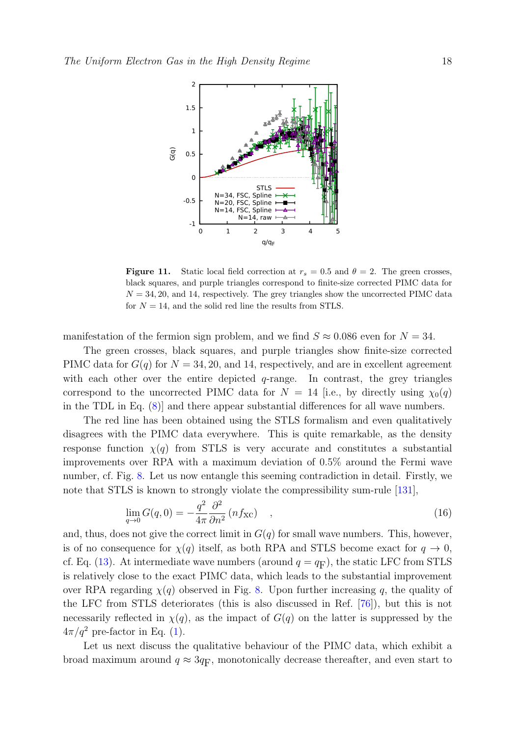2
1.5
1
0.5
0
-0.5
-1

G(q)

0 1 2 3 4 5

q/q_F

STLS
N=34, FSC, Spline
N=20, FSC, Spline
N=14, FSC, Spline
N=14, raw

**Figure 11.** Static local field correction at $r_s = 0.5$ and $\theta = 2$. The green crosses, black squares, and purple triangles correspond to finite-size corrected PIMC data for $N = 34, 20$, and 14, respectively. The grey triangles show the uncorrected PIMC data for $N = 14$, and the solid red line the results from STLS.

manifestation of the fermion sign problem, and we find $S \approx 0.086$ even for $N = 34$.

The green crosses, black squares, and purple triangles show finite-size corrected PIMC data for $G(q)$ for $N = 34, 20$, and 14, respectively, and are in excellent agreement with each other over the entire depicted $q$-range. In contrast, the grey triangles correspond to the uncorrected PIMC data for $N = 14$ [i.e., by directly using $\chi_0(q)$ in the TDL in Eq. (8)] and there appear substantial differences for all wave numbers.

The red line has been obtained using the STLS formalism and even qualitatively disagrees with the PIMC data everywhere. This is quite remarkable, as the density response function $\chi(q)$ from STLS is very accurate and constitutes a substantial improvements over RPA with a maximum deviation of 0.5% around the Fermi wave number, cf. Fig. 8. Let us now entangle this seeming contradiction in detail. Firstly, we note that STLS is known to strongly violate the compressibility sum-rule [131],

$$\lim_{q\to 0} G(q, 0) = -\frac{q^2}{4\pi}\frac{\partial^2}{\partial n^2}\left(n f_{\rm XC}\right) \quad , \tag{16}$$

and, thus, does not give the correct limit in $G(q)$ for small wave numbers. This, however, is of no consequence for $\chi(q)$ itself, as both RPA and STLS become exact for $q \to 0$, cf. Eq. (13). At intermediate wave numbers (around $q = q_{\rm F}$), the static LFC from STLS is relatively close to the exact PIMC data, which leads to the substantial improvement over RPA regarding $\chi(q)$ observed in Fig. 8. Upon further increasing $q$, the quality of the LFC from STLS deteriorates (this is also discussed in Ref. [76]), but this is not necessarily reflected in $\chi(q)$, as the impact of $G(q)$ on the latter is suppressed by the $4\pi/q^2$ pre-factor in Eq. (1).

Let us next discuss the qualitative behaviour of the PIMC data, which exhibit a broad maximum around $q \approx 3q_{\rm F}$, monotonically decrease thereafter, and even start to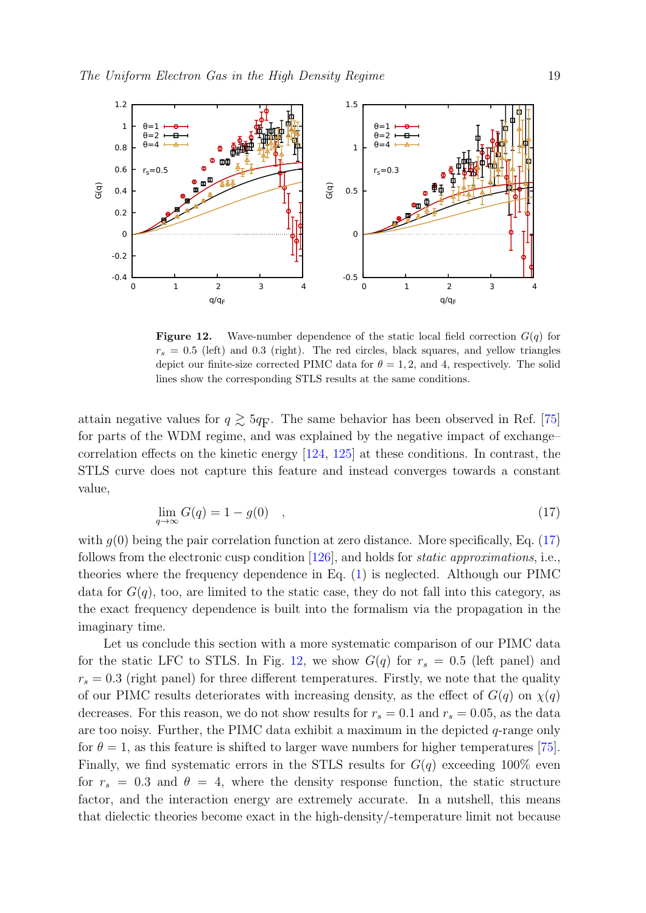G(q)

1.2
1
0.8
0.6
0.4
0.2
0
-0.2
-0.4

θ=1
θ=2
θ=4

$r_s$=0.5

0 1 2 3 4

q/q$_F$

G(q)

1.5
1
0.5
0
-0.5

θ=1
θ=2
θ=4

$r_s$=0.3

0 1 2 3 4

q/q$_F$

**Figure 12.** Wave-number dependence of the static local field correction $G(q)$ for $r_s = 0.5$ (left) and 0.3 (right). The red circles, black squares, and yellow triangles depict our finite-size corrected PIMC data for $\theta = 1, 2$, and 4, respectively. The solid lines show the corresponding STLS results at the same conditions.

attain negative values for $q \gtrsim 5q_{\mathrm{F}}$. The same behavior has been observed in Ref. [75] for parts of the WDM regime, and was explained by the negative impact of exchange–correlation effects on the kinetic energy [124, 125] at these conditions. In contrast, the STLS curve does not capture this feature and instead converges towards a constant value,

$$\lim_{q\to\infty} G(q) = 1 - g(0) \quad , \tag{17}$$

with $g(0)$ being the pair correlation function at zero distance. More specifically, Eq. (17) follows from the electronic cusp condition [126], and holds for *static approximations*, i.e., theories where the frequency dependence in Eq. (1) is neglected. Although our PIMC data for $G(q)$, too, are limited to the static case, they do not fall into this category, as the exact frequency dependence is built into the formalism via the propagation in the imaginary time.

Let us conclude this section with a more systematic comparison of our PIMC data for the static LFC to STLS. In Fig. 12, we show $G(q)$ for $r_s = 0.5$ (left panel) and $r_s = 0.3$ (right panel) for three different temperatures. Firstly, we note that the quality of our PIMC results deteriorates with increasing density, as the effect of $G(q)$ on $\chi(q)$ decreases. For this reason, we do not show results for $r_s = 0.1$ and $r_s = 0.05$, as the data are too noisy. Further, the PIMC data exhibit a maximum in the depicted $q$-range only for $\theta = 1$, as this feature is shifted to larger wave numbers for higher temperatures [75]. Finally, we find systematic errors in the STLS results for $G(q)$ exceeding 100% even for $r_s = 0.3$ and $\theta = 4$, where the density response function, the static structure factor, and the interaction energy are extremely accurate. In a nutshell, this means that dielectic theories become exact in the high-density/-temperature limit not because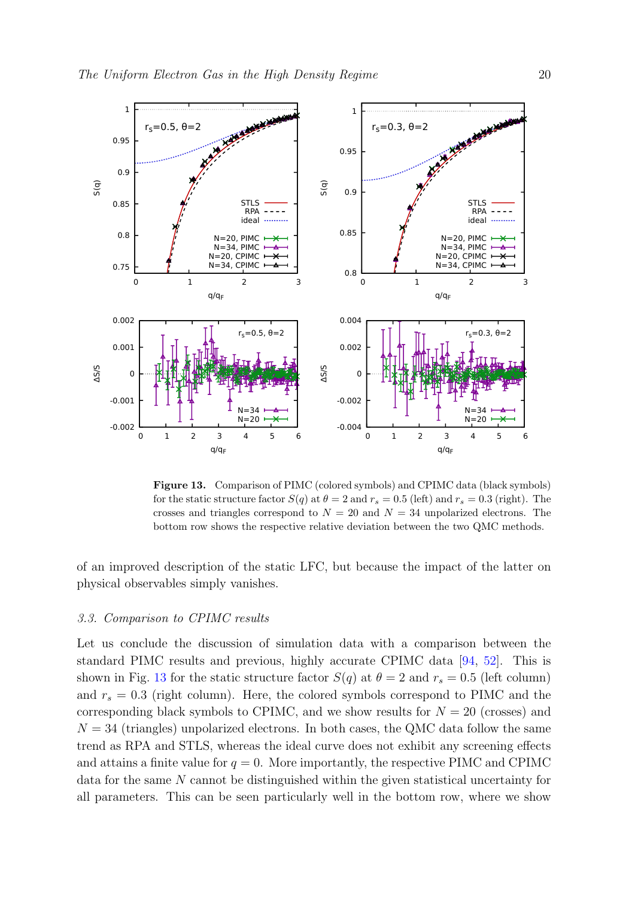r$_s$=0.5, θ=2

S(q)

1
0.95
0.9
0.85
0.8
0.75

0 1 2 3

q/q$_F$

STLS
RPA
ideal

N=20, PIMC
N=34, PIMC
N=20, CPIMC
N=34, CPIMC

r$_s$=0.3, θ=2

S(q)

1
0.95
0.9
0.85
0.8

0 1 2 3

q/q$_F$

STLS
RPA
ideal

N=20, PIMC
N=34, PIMC
N=20, CPIMC
N=34, CPIMC

r$_s$=0.5, θ=2

ΔS/S

0.002
0.001
0
-0.001
-0.002

0 1 2 3 4 5 6

q/q$_F$

N=34
N=20

r$_s$=0.3, θ=2

ΔS/S

0.004
0.002
0
-0.002
-0.004

0 1 2 3 4 5 6

q/q$_F$

N=34
N=20

**Figure 13.** Comparison of PIMC (colored symbols) and CPIMC data (black symbols) for the static structure factor $S(q)$ at $\theta = 2$ and $r_s = 0.5$ (left) and $r_s = 0.3$ (right). The crosses and triangles correspond to $N = 20$ and $N = 34$ unpolarized electrons. The bottom row shows the respective relative deviation between the two QMC methods.

of an improved description of the static LFC, but because the impact of the latter on physical observables simply vanishes.

### 3.3. Comparison to CPIMC results

Let us conclude the discussion of simulation data with a comparison between the standard PIMC results and previous, highly accurate CPIMC data [94, 52]. This is shown in Fig. 13 for the static structure factor $S(q)$ at $\theta = 2$ and $r_s = 0.5$ (left column) and $r_s = 0.3$ (right column). Here, the colored symbols correspond to PIMC and the corresponding black symbols to CPIMC, and we show results for $N = 20$ (crosses) and $N = 34$ (triangles) unpolarized electrons. In both cases, the QMC data follow the same trend as RPA and STLS, whereas the ideal curve does not exhibit any screening effects and attains a finite value for $q = 0$. More importantly, the respective PIMC and CPIMC data for the same $N$ cannot be distinguished within the given statistical uncertainty for all parameters. This can be seen particularly well in the bottom row, where we show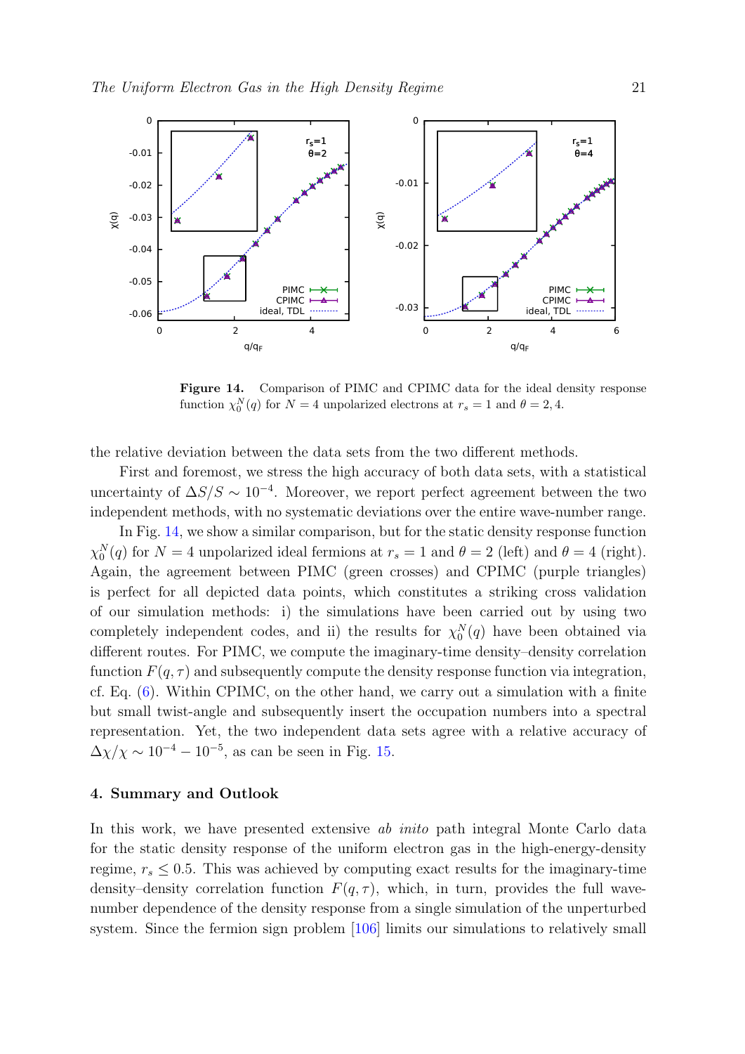**Figure 14.** Comparison of PIMC and CPIMC data for the ideal density response function $\chi_0^N(q)$ for $N = 4$ unpolarized electrons at $r_s = 1$ and $\theta = 2, 4$.

the relative deviation between the data sets from the two different methods.

First and foremost, we stress the high accuracy of both data sets, with a statistical uncertainty of $\Delta S/S \sim 10^{-4}$. Moreover, we report perfect agreement between the two independent methods, with no systematic deviations over the entire wave-number range.

In Fig. 14, we show a similar comparison, but for the static density response function $\chi_0^N(q)$ for $N = 4$ unpolarized ideal fermions at $r_s = 1$ and $\theta = 2$ (left) and $\theta = 4$ (right). Again, the agreement between PIMC (green crosses) and CPIMC (purple triangles) is perfect for all depicted data points, which constitutes a striking cross validation of our simulation methods: i) the simulations have been carried out by using two completely independent codes, and ii) the results for $\chi_0^N(q)$ have been obtained via different routes. For PIMC, we compute the imaginary-time density–density correlation function $F(q, \tau)$ and subsequently compute the density response function via integration, cf. Eq. (6). Within CPIMC, on the other hand, we carry out a simulation with a finite but small twist-angle and subsequently insert the occupation numbers into a spectral representation. Yet, the two independent data sets agree with a relative accuracy of $\Delta\chi/\chi \sim 10^{-4} - 10^{-5}$, as can be seen in Fig. 15.

## 4. Summary and Outlook

In this work, we have presented extensive *ab inito* path integral Monte Carlo data for the static density response of the uniform electron gas in the high-energy-density regime, $r_s \leq 0.5$. This was achieved by computing exact results for the imaginary-time density–density correlation function $F(q, \tau)$, which, in turn, provides the full wave-number dependence of the density response from a single simulation of the unperturbed system. Since the fermion sign problem [106] limits our simulations to relatively small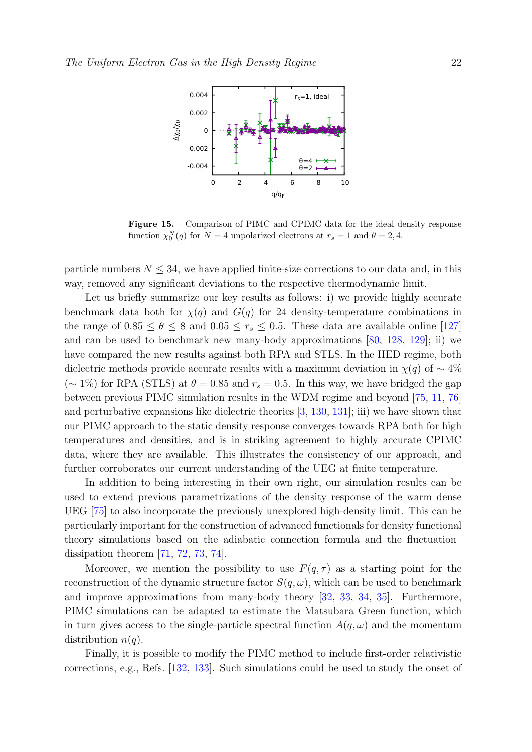0.004
0.002
0
-0.002
-0.004
0 2 4 6 8 10
$\Delta\chi_0/\chi_0$
$q/q_F$
$r_s$=1, ideal
θ=4
θ=2

**Figure 15.** Comparison of PIMC and CPIMC data for the ideal density response function $\chi_0^N(q)$ for $N = 4$ unpolarized electrons at $r_s = 1$ and $\theta = 2, 4$.

particle numbers $N \leq 34$, we have applied finite-size corrections to our data and, in this way, removed any significant deviations to the respective thermodynamic limit.

Let us briefly summarize our key results as follows: i) we provide highly accurate benchmark data both for $\chi(q)$ and $G(q)$ for 24 density-temperature combinations in the range of $0.85 \leq \theta \leq 8$ and $0.05 \leq r_s \leq 0.5$. These data are available online [127] and can be used to benchmark new many-body approximations [80, 128, 129]; ii) we have compared the new results against both RPA and STLS. In the HED regime, both dielectric methods provide accurate results with a maximum deviation in $\chi(q)$ of $\sim 4\%$ ($\sim 1\%$) for RPA (STLS) at $\theta = 0.85$ and $r_s = 0.5$. In this way, we have bridged the gap between previous PIMC simulation results in the WDM regime and beyond [75, 11, 76] and perturbative expansions like dielectric theories [3, 130, 131]; iii) we have shown that our PIMC approach to the static density response converges towards RPA both for high temperatures and densities, and is in striking agreement to highly accurate CPIMC data, where they are available. This illustrates the consistency of our approach, and further corroborates our current understanding of the UEG at finite temperature.

In addition to being interesting in their own right, our simulation results can be used to extend previous parametrizations of the density response of the warm dense UEG [75] to also incorporate the previously unexplored high-density limit. This can be particularly important for the construction of advanced functionals for density functional theory simulations based on the adiabatic connection formula and the fluctuation–dissipation theorem [71, 72, 73, 74].

Moreover, we mention the possibility to use $F(q, \tau)$ as a starting point for the reconstruction of the dynamic structure factor $S(q, \omega)$, which can be used to benchmark and improve approximations from many-body theory [32, 33, 34, 35]. Furthermore, PIMC simulations can be adapted to estimate the Matsubara Green function, which in turn gives access to the single-particle spectral function $A(q, \omega)$ and the momentum distribution $n(q)$.

Finally, it is possible to modify the PIMC method to include first-order relativistic corrections, e.g., Refs. [132, 133]. Such simulations could be used to study the onset of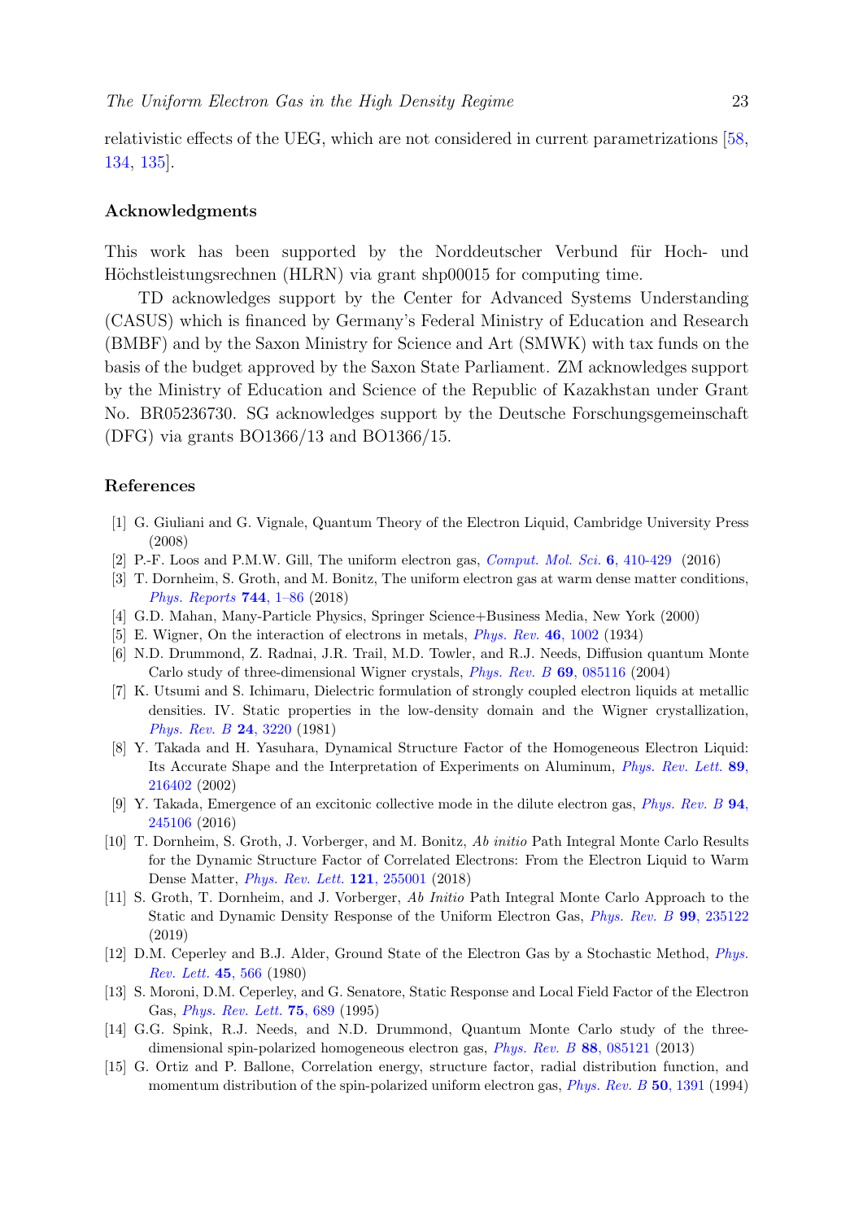relativistic effects of the UEG, which are not considered in current parametrizations [58, 134, 135].

## Acknowledgments

This work has been supported by the Norddeutscher Verbund für Hoch- und Höchstleistungsrechnen (HLRN) via grant shp00015 for computing time.

TD acknowledges support by the Center for Advanced Systems Understanding (CASUS) which is financed by Germany's Federal Ministry of Education and Research (BMBF) and by the Saxon Ministry for Science and Art (SMWK) with tax funds on the basis of the budget approved by the Saxon State Parliament. ZM acknowledges support by the Ministry of Education and Science of the Republic of Kazakhstan under Grant No. BR05236730. SG acknowledges support by the Deutsche Forschungsgemeinschaft (DFG) via grants BO1366/13 and BO1366/15.

## References

[1] G. Giuliani and G. Vignale, Quantum Theory of the Electron Liquid, Cambridge University Press (2008)

[2] P.-F. Loos and P.M.W. Gill, The uniform electron gas, *Comput. Mol. Sci.* **6**, 410-429 (2016)

[3] T. Dornheim, S. Groth, and M. Bonitz, The uniform electron gas at warm dense matter conditions, *Phys. Reports* **744**, 1–86 (2018)

[4] G.D. Mahan, Many-Particle Physics, Springer Science+Business Media, New York (2000)

[5] E. Wigner, On the interaction of electrons in metals, *Phys. Rev.* **46**, 1002 (1934)

[6] N.D. Drummond, Z. Radnai, J.R. Trail, M.D. Towler, and R.J. Needs, Diffusion quantum Monte Carlo study of three-dimensional Wigner crystals, *Phys. Rev. B* **69**, 085116 (2004)

[7] K. Utsumi and S. Ichimaru, Dielectric formulation of strongly coupled electron liquids at metallic densities. IV. Static properties in the low-density domain and the Wigner crystallization, *Phys. Rev. B* **24**, 3220 (1981)

[8] Y. Takada and H. Yasuhara, Dynamical Structure Factor of the Homogeneous Electron Liquid: Its Accurate Shape and the Interpretation of Experiments on Aluminum, *Phys. Rev. Lett.* **89**, 216402 (2002)

[9] Y. Takada, Emergence of an excitonic collective mode in the dilute electron gas, *Phys. Rev. B* **94**, 245106 (2016)

[10] T. Dornheim, S. Groth, J. Vorberger, and M. Bonitz, *Ab initio* Path Integral Monte Carlo Results for the Dynamic Structure Factor of Correlated Electrons: From the Electron Liquid to Warm Dense Matter, *Phys. Rev. Lett.* **121**, 255001 (2018)

[11] S. Groth, T. Dornheim, and J. Vorberger, *Ab Initio* Path Integral Monte Carlo Approach to the Static and Dynamic Density Response of the Uniform Electron Gas, *Phys. Rev. B* **99**, 235122 (2019)

[12] D.M. Ceperley and B.J. Alder, Ground State of the Electron Gas by a Stochastic Method, *Phys. Rev. Lett.* **45**, 566 (1980)

[13] S. Moroni, D.M. Ceperley, and G. Senatore, Static Response and Local Field Factor of the Electron Gas, *Phys. Rev. Lett.* **75**, 689 (1995)

[14] G.G. Spink, R.J. Needs, and N.D. Drummond, Quantum Monte Carlo study of the three-dimensional spin-polarized homogeneous electron gas, *Phys. Rev. B* **88**, 085121 (2013)

[15] G. Ortiz and P. Ballone, Correlation energy, structure factor, radial distribution function, and momentum distribution of the spin-polarized uniform electron gas, *Phys. Rev. B* **50**, 1391 (1994)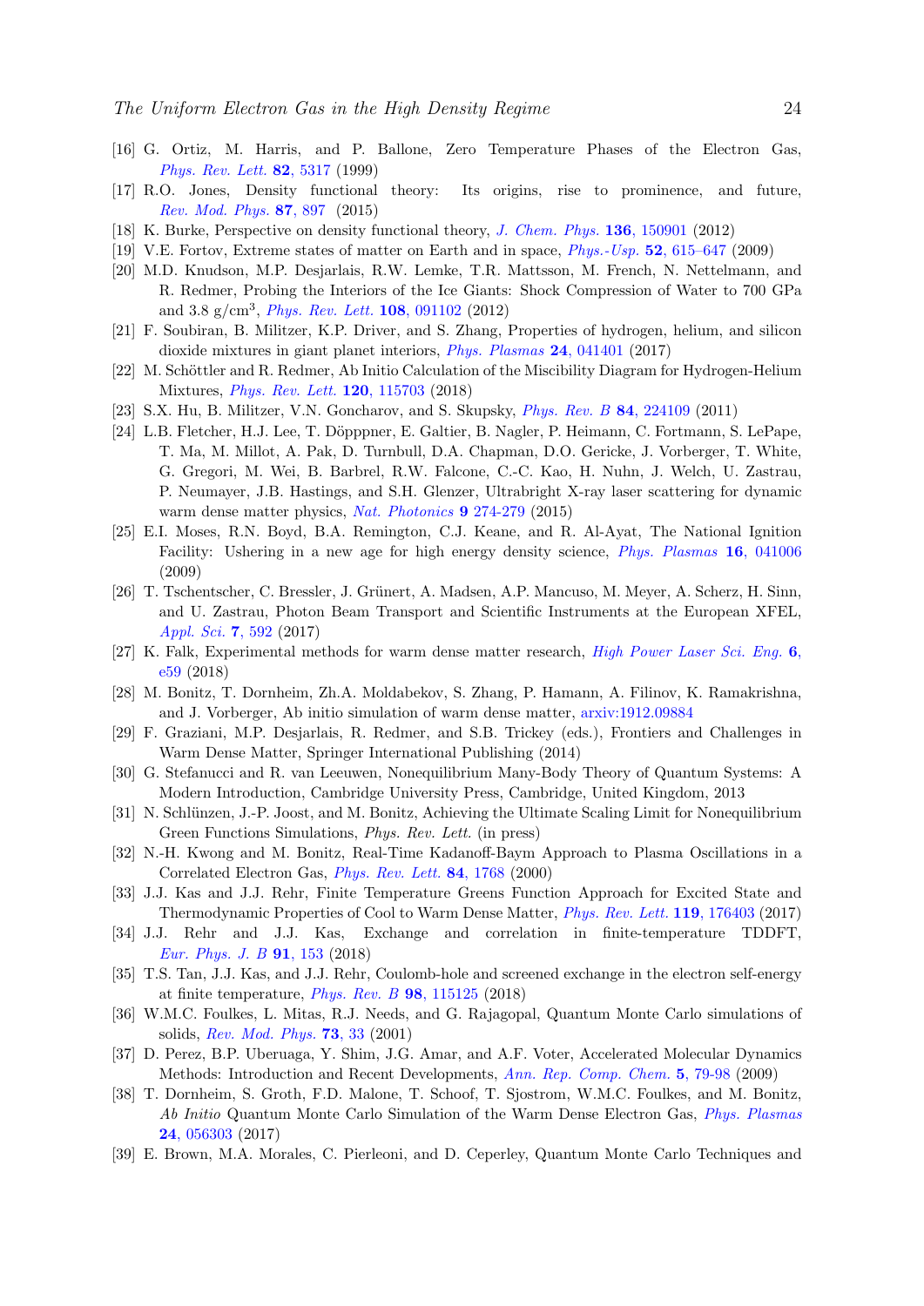[16] G. Ortiz, M. Harris, and P. Ballone, Zero Temperature Phases of the Electron Gas, *Phys. Rev. Lett.* **82**, 5317 (1999)

[17] R.O. Jones, Density functional theory: Its origins, rise to prominence, and future, *Rev. Mod. Phys.* **87**, 897 (2015)

[18] K. Burke, Perspective on density functional theory, *J. Chem. Phys.* **136**, 150901 (2012)

[19] V.E. Fortov, Extreme states of matter on Earth and in space, *Phys.-Usp.* **52**, 615–647 (2009)

[20] M.D. Knudson, M.P. Desjarlais, R.W. Lemke, T.R. Mattsson, M. French, N. Nettelmann, and R. Redmer, Probing the Interiors of the Ice Giants: Shock Compression of Water to 700 GPa and 3.8 g/cm$^3$, *Phys. Rev. Lett.* **108**, 091102 (2012)

[21] F. Soubiran, B. Militzer, K.P. Driver, and S. Zhang, Properties of hydrogen, helium, and silicon dioxide mixtures in giant planet interiors, *Phys. Plasmas* **24**, 041401 (2017)

[22] M. Schöttler and R. Redmer, Ab Initio Calculation of the Miscibility Diagram for Hydrogen-Helium Mixtures, *Phys. Rev. Lett.* **120**, 115703 (2018)

[23] S.X. Hu, B. Militzer, V.N. Goncharov, and S. Skupsky, *Phys. Rev. B* **84**, 224109 (2011)

[24] L.B. Fletcher, H.J. Lee, T. Döpppner, E. Galtier, B. Nagler, P. Heimann, C. Fortmann, S. LePape, T. Ma, M. Millot, A. Pak, D. Turnbull, D.A. Chapman, D.O. Gericke, J. Vorberger, T. White, G. Gregori, M. Wei, B. Barbrel, R.W. Falcone, C.-C. Kao, H. Nuhn, J. Welch, U. Zastrau, P. Neumayer, J.B. Hastings, and S.H. Glenzer, Ultrabright X-ray laser scattering for dynamic warm dense matter physics, *Nat. Photonics* **9** 274-279 (2015)

[25] E.I. Moses, R.N. Boyd, B.A. Remington, C.J. Keane, and R. Al-Ayat, The National Ignition Facility: Ushering in a new age for high energy density science, *Phys. Plasmas* **16**, 041006 (2009)

[26] T. Tschentscher, C. Bressler, J. Grünert, A. Madsen, A.P. Mancuso, M. Meyer, A. Scherz, H. Sinn, and U. Zastrau, Photon Beam Transport and Scientific Instruments at the European XFEL, *Appl. Sci.* **7**, 592 (2017)

[27] K. Falk, Experimental methods for warm dense matter research, *High Power Laser Sci. Eng.* **6**, e59 (2018)

[28] M. Bonitz, T. Dornheim, Zh.A. Moldabekov, S. Zhang, P. Hamann, A. Filinov, K. Ramakrishna, and J. Vorberger, Ab initio simulation of warm dense matter, arxiv:1912.09884

[29] F. Graziani, M.P. Desjarlais, R. Redmer, and S.B. Trickey (eds.), Frontiers and Challenges in Warm Dense Matter, Springer International Publishing (2014)

[30] G. Stefanucci and R. van Leeuwen, Nonequilibrium Many-Body Theory of Quantum Systems: A Modern Introduction, Cambridge University Press, Cambridge, United Kingdom, 2013

[31] N. Schlünzen, J.-P. Joost, and M. Bonitz, Achieving the Ultimate Scaling Limit for Nonequilibrium Green Functions Simulations, *Phys. Rev. Lett.* (in press)

[32] N.-H. Kwong and M. Bonitz, Real-Time Kadanoff-Baym Approach to Plasma Oscillations in a Correlated Electron Gas, *Phys. Rev. Lett.* **84**, 1768 (2000)

[33] J.J. Kas and J.J. Rehr, Finite Temperature Greens Function Approach for Excited State and Thermodynamic Properties of Cool to Warm Dense Matter, *Phys. Rev. Lett.* **119**, 176403 (2017)

[34] J.J. Rehr and J.J. Kas, Exchange and correlation in finite-temperature TDDFT, *Eur. Phys. J. B* **91**, 153 (2018)

[35] T.S. Tan, J.J. Kas, and J.J. Rehr, Coulomb-hole and screened exchange in the electron self-energy at finite temperature, *Phys. Rev. B* **98**, 115125 (2018)

[36] W.M.C. Foulkes, L. Mitas, R.J. Needs, and G. Rajagopal, Quantum Monte Carlo simulations of solids, *Rev. Mod. Phys.* **73**, 33 (2001)

[37] D. Perez, B.P. Uberuaga, Y. Shim, J.G. Amar, and A.F. Voter, Accelerated Molecular Dynamics Methods: Introduction and Recent Developments, *Ann. Rep. Comp. Chem.* **5**, 79-98 (2009)

[38] T. Dornheim, S. Groth, F.D. Malone, T. Schoof, T. Sjostrom, W.M.C. Foulkes, and M. Bonitz, *Ab Initio* Quantum Monte Carlo Simulation of the Warm Dense Electron Gas, *Phys. Plasmas* **24**, 056303 (2017)

[39] E. Brown, M.A. Morales, C. Pierleoni, and D. Ceperley, Quantum Monte Carlo Techniques and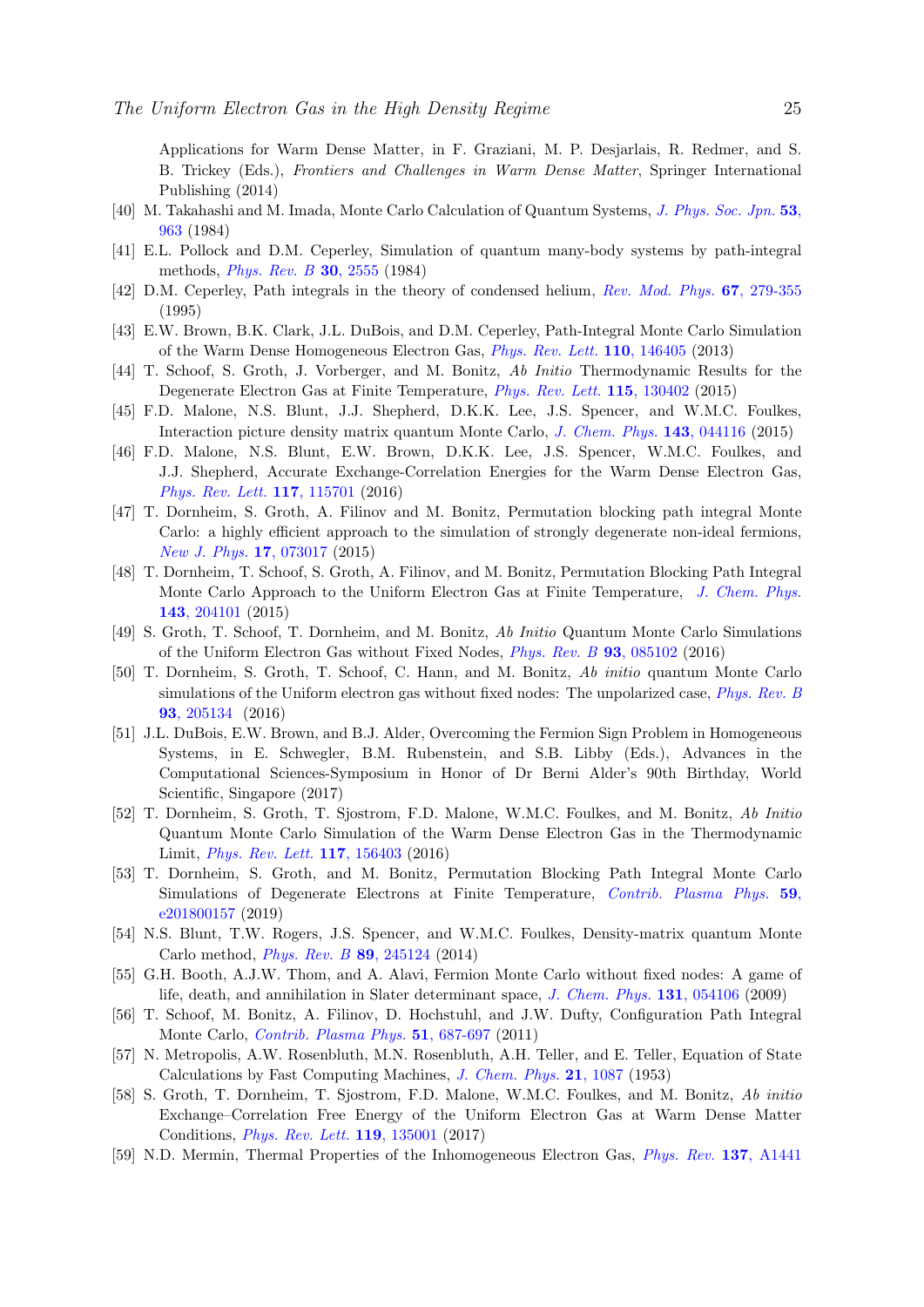Applications for Warm Dense Matter, in F. Graziani, M. P. Desjarlais, R. Redmer, and S. B. Trickey (Eds.), *Frontiers and Challenges in Warm Dense Matter*, Springer International Publishing (2014)

[40] M. Takahashi and M. Imada, Monte Carlo Calculation of Quantum Systems, *J. Phys. Soc. Jpn.* **53**, 963 (1984)

[41] E.L. Pollock and D.M. Ceperley, Simulation of quantum many-body systems by path-integral methods, *Phys. Rev. B* **30**, 2555 (1984)

[42] D.M. Ceperley, Path integrals in the theory of condensed helium, *Rev. Mod. Phys.* **67**, 279-355 (1995)

[43] E.W. Brown, B.K. Clark, J.L. DuBois, and D.M. Ceperley, Path-Integral Monte Carlo Simulation of the Warm Dense Homogeneous Electron Gas, *Phys. Rev. Lett.* **110**, 146405 (2013)

[44] T. Schoof, S. Groth, J. Vorberger, and M. Bonitz, *Ab Initio* Thermodynamic Results for the Degenerate Electron Gas at Finite Temperature, *Phys. Rev. Lett.* **115**, 130402 (2015)

[45] F.D. Malone, N.S. Blunt, J.J. Shepherd, D.K.K. Lee, J.S. Spencer, and W.M.C. Foulkes, Interaction picture density matrix quantum Monte Carlo, *J. Chem. Phys.* **143**, 044116 (2015)

[46] F.D. Malone, N.S. Blunt, E.W. Brown, D.K.K. Lee, J.S. Spencer, W.M.C. Foulkes, and J.J. Shepherd, Accurate Exchange-Correlation Energies for the Warm Dense Electron Gas, *Phys. Rev. Lett.* **117**, 115701 (2016)

[47] T. Dornheim, S. Groth, A. Filinov and M. Bonitz, Permutation blocking path integral Monte Carlo: a highly efficient approach to the simulation of strongly degenerate non-ideal fermions, *New J. Phys.* **17**, 073017 (2015)

[48] T. Dornheim, T. Schoof, S. Groth, A. Filinov, and M. Bonitz, Permutation Blocking Path Integral Monte Carlo Approach to the Uniform Electron Gas at Finite Temperature, *J. Chem. Phys.* **143**, 204101 (2015)

[49] S. Groth, T. Schoof, T. Dornheim, and M. Bonitz, *Ab Initio* Quantum Monte Carlo Simulations of the Uniform Electron Gas without Fixed Nodes, *Phys. Rev. B* **93**, 085102 (2016)

[50] T. Dornheim, S. Groth, T. Schoof, C. Hann, and M. Bonitz, *Ab initio* quantum Monte Carlo simulations of the Uniform electron gas without fixed nodes: The unpolarized case, *Phys. Rev. B* **93**, 205134 (2016)

[51] J.L. DuBois, E.W. Brown, and B.J. Alder, Overcoming the Fermion Sign Problem in Homogeneous Systems, in E. Schwegler, B.M. Rubenstein, and S.B. Libby (Eds.), Advances in the Computational Sciences-Symposium in Honor of Dr Berni Alder's 90th Birthday, World Scientific, Singapore (2017)

[52] T. Dornheim, S. Groth, T. Sjostrom, F.D. Malone, W.M.C. Foulkes, and M. Bonitz, *Ab Initio* Quantum Monte Carlo Simulation of the Warm Dense Electron Gas in the Thermodynamic Limit, *Phys. Rev. Lett.* **117**, 156403 (2016)

[53] T. Dornheim, S. Groth, and M. Bonitz, Permutation Blocking Path Integral Monte Carlo Simulations of Degenerate Electrons at Finite Temperature, *Contrib. Plasma Phys.* **59**, e201800157 (2019)

[54] N.S. Blunt, T.W. Rogers, J.S. Spencer, and W.M.C. Foulkes, Density-matrix quantum Monte Carlo method, *Phys. Rev. B* **89**, 245124 (2014)

[55] G.H. Booth, A.J.W. Thom, and A. Alavi, Fermion Monte Carlo without fixed nodes: A game of life, death, and annihilation in Slater determinant space, *J. Chem. Phys.* **131**, 054106 (2009)

[56] T. Schoof, M. Bonitz, A. Filinov, D. Hochstuhl, and J.W. Dufty, Configuration Path Integral Monte Carlo, *Contrib. Plasma Phys.* **51**, 687-697 (2011)

[57] N. Metropolis, A.W. Rosenbluth, M.N. Rosenbluth, A.H. Teller, and E. Teller, Equation of State Calculations by Fast Computing Machines, *J. Chem. Phys.* **21**, 1087 (1953)

[58] S. Groth, T. Dornheim, T. Sjostrom, F.D. Malone, W.M.C. Foulkes, and M. Bonitz, *Ab initio* Exchange–Correlation Free Energy of the Uniform Electron Gas at Warm Dense Matter Conditions, *Phys. Rev. Lett.* **119**, 135001 (2017)

[59] N.D. Mermin, Thermal Properties of the Inhomogeneous Electron Gas, *Phys. Rev.* **137**, A1441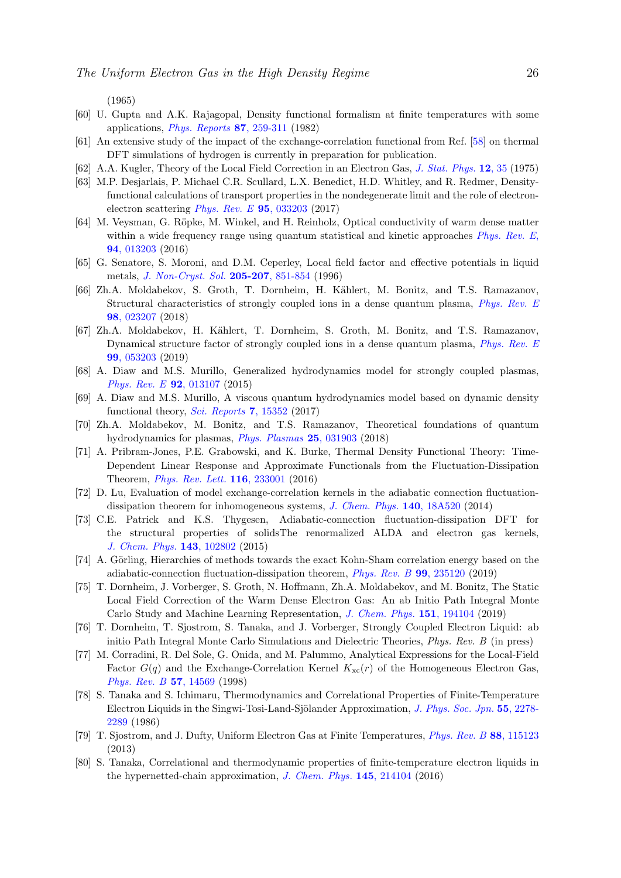(1965)

[60] U. Gupta and A.K. Rajagopal, Density functional formalism at finite temperatures with some applications, *Phys. Reports* **87**, 259-311 (1982)

[61] An extensive study of the impact of the exchange-correlation functional from Ref. [58] on thermal DFT simulations of hydrogen is currently in preparation for publication.

[62] A.A. Kugler, Theory of the Local Field Correction in an Electron Gas, *J. Stat. Phys.* **12**, 35 (1975)

[63] M.P. Desjarlais, P. Michael C.R. Scullard, L.X. Benedict, H.D. Whitley, and R. Redmer, Density-functional calculations of transport properties in the nondegenerate limit and the role of electron-electron scattering *Phys. Rev. E* **95**, 033203 (2017)

[64] M. Veysman, G. Röpke, M. Winkel, and H. Reinholz, Optical conductivity of warm dense matter within a wide frequency range using quantum statistical and kinetic approaches *Phys. Rev. E*, **94**, 013203 (2016)

[65] G. Senatore, S. Moroni, and D.M. Ceperley, Local field factor and effective potentials in liquid metals, *J. Non-Cryst. Sol.* **205-207**, 851-854 (1996)

[66] Zh.A. Moldabekov, S. Groth, T. Dornheim, H. Kählert, M. Bonitz, and T.S. Ramazanov, Structural characteristics of strongly coupled ions in a dense quantum plasma, *Phys. Rev. E* **98**, 023207 (2018)

[67] Zh.A. Moldabekov, H. Kählert, T. Dornheim, S. Groth, M. Bonitz, and T.S. Ramazanov, Dynamical structure factor of strongly coupled ions in a dense quantum plasma, *Phys. Rev. E* **99**, 053203 (2019)

[68] A. Diaw and M.S. Murillo, Generalized hydrodynamics model for strongly coupled plasmas, *Phys. Rev. E* **92**, 013107 (2015)

[69] A. Diaw and M.S. Murillo, A viscous quantum hydrodynamics model based on dynamic density functional theory, *Sci. Reports* **7**, 15352 (2017)

[70] Zh.A. Moldabekov, M. Bonitz, and T.S. Ramazanov, Theoretical foundations of quantum hydrodynamics for plasmas, *Phys. Plasmas* **25**, 031903 (2018)

[71] A. Pribram-Jones, P.E. Grabowski, and K. Burke, Thermal Density Functional Theory: Time-Dependent Linear Response and Approximate Functionals from the Fluctuation-Dissipation Theorem, *Phys. Rev. Lett.* **116**, 233001 (2016)

[72] D. Lu, Evaluation of model exchange-correlation kernels in the adiabatic connection fluctuation-dissipation theorem for inhomogeneous systems, *J. Chem. Phys.* **140**, 18A520 (2014)

[73] C.E. Patrick and K.S. Thygesen, Adiabatic-connection fluctuation-dissipation DFT for the structural properties of solidsThe renormalized ALDA and electron gas kernels, *J. Chem. Phys.* **143**, 102802 (2015)

[74] A. Görling, Hierarchies of methods towards the exact Kohn-Sham correlation energy based on the adiabatic-connection fluctuation-dissipation theorem, *Phys. Rev. B* **99**, 235120 (2019)

[75] T. Dornheim, J. Vorberger, S. Groth, N. Hoffmann, Zh.A. Moldabekov, and M. Bonitz, The Static Local Field Correction of the Warm Dense Electron Gas: An ab Initio Path Integral Monte Carlo Study and Machine Learning Representation, *J. Chem. Phys.* **151**, 194104 (2019)

[76] T. Dornheim, T. Sjostrom, S. Tanaka, and J. Vorberger, Strongly Coupled Electron Liquid: ab initio Path Integral Monte Carlo Simulations and Dielectric Theories, *Phys. Rev. B* (in press)

[77] M. Corradini, R. Del Sole, G. Onida, and M. Palummo, Analytical Expressions for the Local-Field Factor $G(q)$ and the Exchange-Correlation Kernel $K_{\rm xc}(r)$ of the Homogeneous Electron Gas, *Phys. Rev. B* **57**, 14569 (1998)

[78] S. Tanaka and S. Ichimaru, Thermodynamics and Correlational Properties of Finite-Temperature Electron Liquids in the Singwi-Tosi-Land-Sjölander Approximation, *J. Phys. Soc. Jpn.* **55**, 2278-2289 (1986)

[79] T. Sjostrom, and J. Dufty, Uniform Electron Gas at Finite Temperatures, *Phys. Rev. B* **88**, 115123 (2013)

[80] S. Tanaka, Correlational and thermodynamic properties of finite-temperature electron liquids in the hypernetted-chain approximation, *J. Chem. Phys.* **145**, 214104 (2016)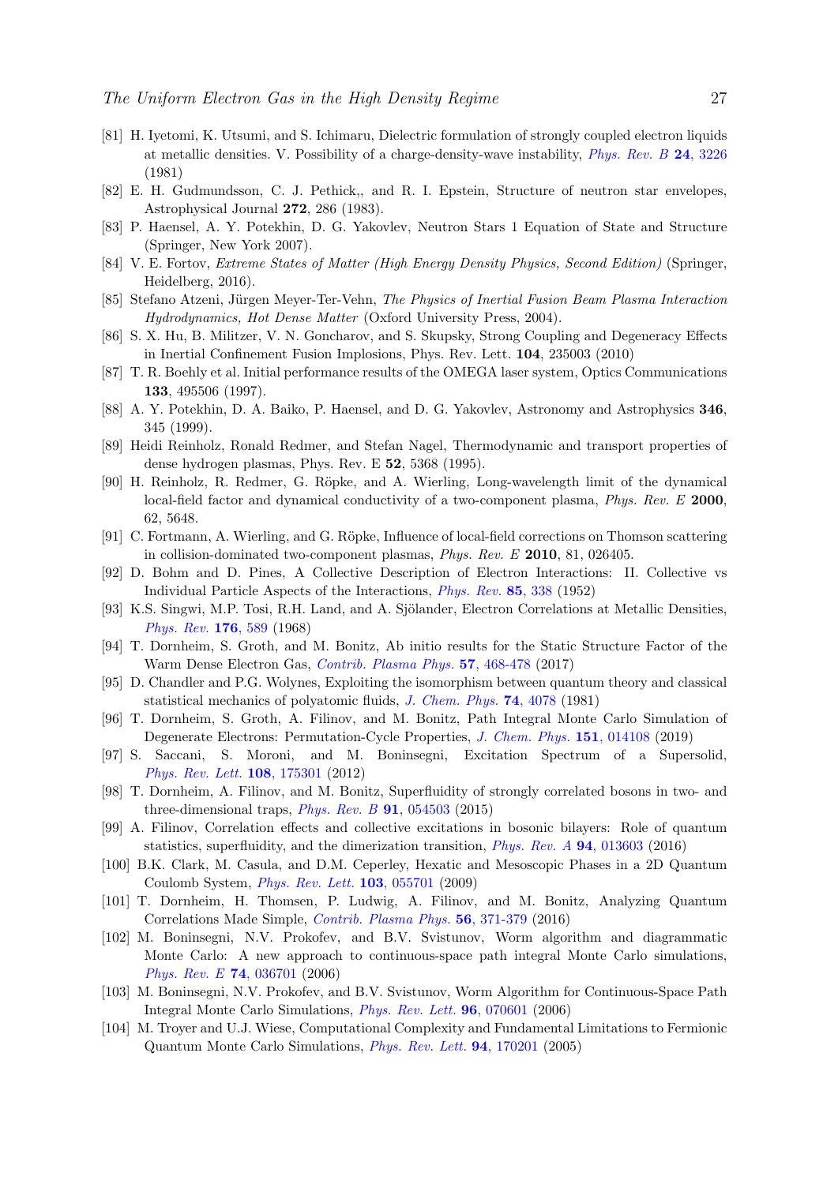[81] H. Iyetomi, K. Utsumi, and S. Ichimaru, Dielectric formulation of strongly coupled electron liquids at metallic densities. V. Possibility of a charge-density-wave instability, *Phys. Rev. B* **24**, 3226 (1981)

[82] E. H. Gudmundsson, C. J. Pethick,, and R. I. Epstein, Structure of neutron star envelopes, Astrophysical Journal **272**, 286 (1983).

[83] P. Haensel, A. Y. Potekhin, D. G. Yakovlev, Neutron Stars 1 Equation of State and Structure (Springer, New York 2007).

[84] V. E. Fortov, *Extreme States of Matter (High Energy Density Physics, Second Edition)* (Springer, Heidelberg, 2016).

[85] Stefano Atzeni, Jürgen Meyer-Ter-Vehn, *The Physics of Inertial Fusion Beam Plasma Interaction Hydrodynamics, Hot Dense Matter* (Oxford University Press, 2004).

[86] S. X. Hu, B. Militzer, V. N. Goncharov, and S. Skupsky, Strong Coupling and Degeneracy Effects in Inertial Confinement Fusion Implosions, Phys. Rev. Lett. **104**, 235003 (2010)

[87] T. R. Boehly et al. Initial performance results of the OMEGA laser system, Optics Communications **133**, 495506 (1997).

[88] A. Y. Potekhin, D. A. Baiko, P. Haensel, and D. G. Yakovlev, Astronomy and Astrophysics **346**, 345 (1999).

[89] Heidi Reinholz, Ronald Redmer, and Stefan Nagel, Thermodynamic and transport properties of dense hydrogen plasmas, Phys. Rev. E **52**, 5368 (1995).

[90] H. Reinholz, R. Redmer, G. Röpke, and A. Wierling, Long-wavelength limit of the dynamical local-field factor and dynamical conductivity of a two-component plasma, *Phys. Rev. E* **2000**, 62, 5648.

[91] C. Fortmann, A. Wierling, and G. Röpke, Influence of local-field corrections on Thomson scattering in collision-dominated two-component plasmas, *Phys. Rev. E* **2010**, 81, 026405.

[92] D. Bohm and D. Pines, A Collective Description of Electron Interactions: II. Collective vs Individual Particle Aspects of the Interactions, *Phys. Rev.* **85**, 338 (1952)

[93] K.S. Singwi, M.P. Tosi, R.H. Land, and A. Sjölander, Electron Correlations at Metallic Densities, *Phys. Rev.* **176**, 589 (1968)

[94] T. Dornheim, S. Groth, and M. Bonitz, Ab initio results for the Static Structure Factor of the Warm Dense Electron Gas, *Contrib. Plasma Phys.* **57**, 468-478 (2017)

[95] D. Chandler and P.G. Wolynes, Exploiting the isomorphism between quantum theory and classical statistical mechanics of polyatomic fluids, *J. Chem. Phys.* **74**, 4078 (1981)

[96] T. Dornheim, S. Groth, A. Filinov, and M. Bonitz, Path Integral Monte Carlo Simulation of Degenerate Electrons: Permutation-Cycle Properties, *J. Chem. Phys.* **151**, 014108 (2019)

[97] S. Saccani, S. Moroni, and M. Boninsegni, Excitation Spectrum of a Supersolid, *Phys. Rev. Lett.* **108**, 175301 (2012)

[98] T. Dornheim, A. Filinov, and M. Bonitz, Superfluidity of strongly correlated bosons in two- and three-dimensional traps, *Phys. Rev. B* **91**, 054503 (2015)

[99] A. Filinov, Correlation effects and collective excitations in bosonic bilayers: Role of quantum statistics, superfluidity, and the dimerization transition, *Phys. Rev. A* **94**, 013603 (2016)

[100] B.K. Clark, M. Casula, and D.M. Ceperley, Hexatic and Mesoscopic Phases in a 2D Quantum Coulomb System, *Phys. Rev. Lett.* **103**, 055701 (2009)

[101] T. Dornheim, H. Thomsen, P. Ludwig, A. Filinov, and M. Bonitz, Analyzing Quantum Correlations Made Simple, *Contrib. Plasma Phys.* **56**, 371-379 (2016)

[102] M. Boninsegni, N.V. Prokofev, and B.V. Svistunov, Worm algorithm and diagrammatic Monte Carlo: A new approach to continuous-space path integral Monte Carlo simulations, *Phys. Rev. E* **74**, 036701 (2006)

[103] M. Boninsegni, N.V. Prokofev, and B.V. Svistunov, Worm Algorithm for Continuous-Space Path Integral Monte Carlo Simulations, *Phys. Rev. Lett.* **96**, 070601 (2006)

[104] M. Troyer and U.J. Wiese, Computational Complexity and Fundamental Limitations to Fermionic Quantum Monte Carlo Simulations, *Phys. Rev. Lett.* **94**, 170201 (2005)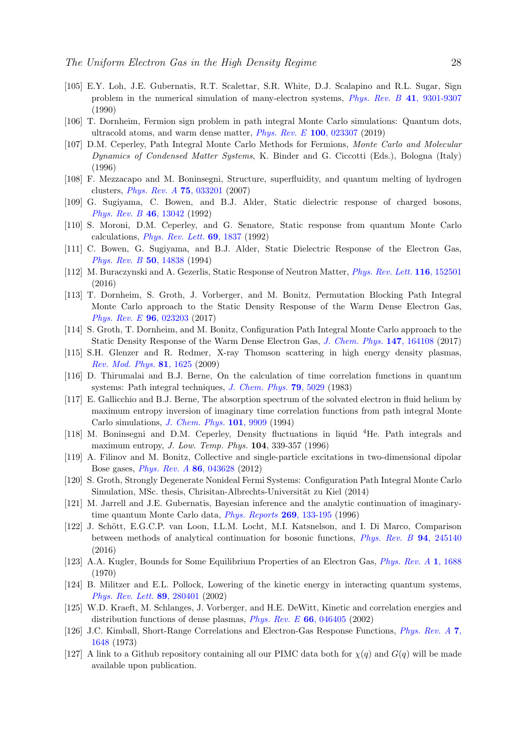[105] E.Y. Loh, J.E. Gubernatis, R.T. Scalettar, S.R. White, D.J. Scalapino and R.L. Sugar, Sign problem in the numerical simulation of many-electron systems, *Phys. Rev. B* **41**, 9301-9307 (1990)

[106] T. Dornheim, Fermion sign problem in path integral Monte Carlo simulations: Quantum dots, ultracold atoms, and warm dense matter, *Phys. Rev. E* **100**, 023307 (2019)

[107] D.M. Ceperley, Path Integral Monte Carlo Methods for Fermions, *Monte Carlo and Molecular Dynamics of Condensed Matter Systems*, K. Binder and G. Ciccotti (Eds.), Bologna (Italy) (1996)

[108] F. Mezzacapo and M. Boninsegni, Structure, superfluidity, and quantum melting of hydrogen clusters, *Phys. Rev. A* **75**, 033201 (2007)

[109] G. Sugiyama, C. Bowen, and B.J. Alder, Static dielectric response of charged bosons, *Phys. Rev. B* **46**, 13042 (1992)

[110] S. Moroni, D.M. Ceperley, and G. Senatore, Static response from quantum Monte Carlo calculations, *Phys. Rev. Lett.* **69**, 1837 (1992)

[111] C. Bowen, G. Sugiyama, and B.J. Alder, Static Dielectric Response of the Electron Gas, *Phys. Rev. B* **50**, 14838 (1994)

[112] M. Buraczynski and A. Gezerlis, Static Response of Neutron Matter, *Phys. Rev. Lett.* **116**, 152501 (2016)

[113] T. Dornheim, S. Groth, J. Vorberger, and M. Bonitz, Permutation Blocking Path Integral Monte Carlo approach to the Static Density Response of the Warm Dense Electron Gas, *Phys. Rev. E* **96**, 023203 (2017)

[114] S. Groth, T. Dornheim, and M. Bonitz, Configuration Path Integral Monte Carlo approach to the Static Density Response of the Warm Dense Electron Gas, *J. Chem. Phys.* **147**, 164108 (2017)

[115] S.H. Glenzer and R. Redmer, X-ray Thomson scattering in high energy density plasmas, *Rev. Mod. Phys.* **81**, 1625 (2009)

[116] D. Thirumalai and B.J. Berne, On the calculation of time correlation functions in quantum systems: Path integral techniques, *J. Chem. Phys.* **79**, 5029 (1983)

[117] E. Gallicchio and B.J. Berne, The absorption spectrum of the solvated electron in fluid helium by maximum entropy inversion of imaginary time correlation functions from path integral Monte Carlo simulations, *J. Chem. Phys.* **101**, 9909 (1994)

[118] M. Boninsegni and D.M. Ceperley, Density fluctuations in liquid $^4$He. Path integrals and maximum entropy, *J. Low. Temp. Phys.* **104**, 339-357 (1996)

[119] A. Filinov and M. Bonitz, Collective and single-particle excitations in two-dimensional dipolar Bose gases, *Phys. Rev. A* **86**, 043628 (2012)

[120] S. Groth, Strongly Degenerate Nonideal Fermi Systems: Configuration Path Integral Monte Carlo Simulation, MSc. thesis, Chrisitan-Albrechts-Universität zu Kiel (2014)

[121] M. Jarrell and J.E. Gubernatis, Bayesian inference and the analytic continuation of imaginary-time quantum Monte Carlo data, *Phys. Reports* **269**, 133-195 (1996)

[122] J. Schött, E.G.C.P. van Loon, I.L.M. Locht, M.I. Katsnelson, and I. Di Marco, Comparison between methods of analytical continuation for bosonic functions, *Phys. Rev. B* **94**, 245140 (2016)

[123] A.A. Kugler, Bounds for Some Equilibrium Properties of an Electron Gas, *Phys. Rev. A* **1**, 1688 (1970)

[124] B. Militzer and E.L. Pollock, Lowering of the kinetic energy in interacting quantum systems, *Phys. Rev. Lett.* **89**, 280401 (2002)

[125] W.D. Kraeft, M. Schlanges, J. Vorberger, and H.E. DeWitt, Kinetic and correlation energies and distribution functions of dense plasmas, *Phys. Rev. E* **66**, 046405 (2002)

[126] J.C. Kimball, Short-Range Correlations and Electron-Gas Response Functions, *Phys. Rev. A* **7**, 1648 (1973)

[127] A link to a Github repository containing all our PIMC data both for $\chi(q)$ and $G(q)$ will be made available upon publication.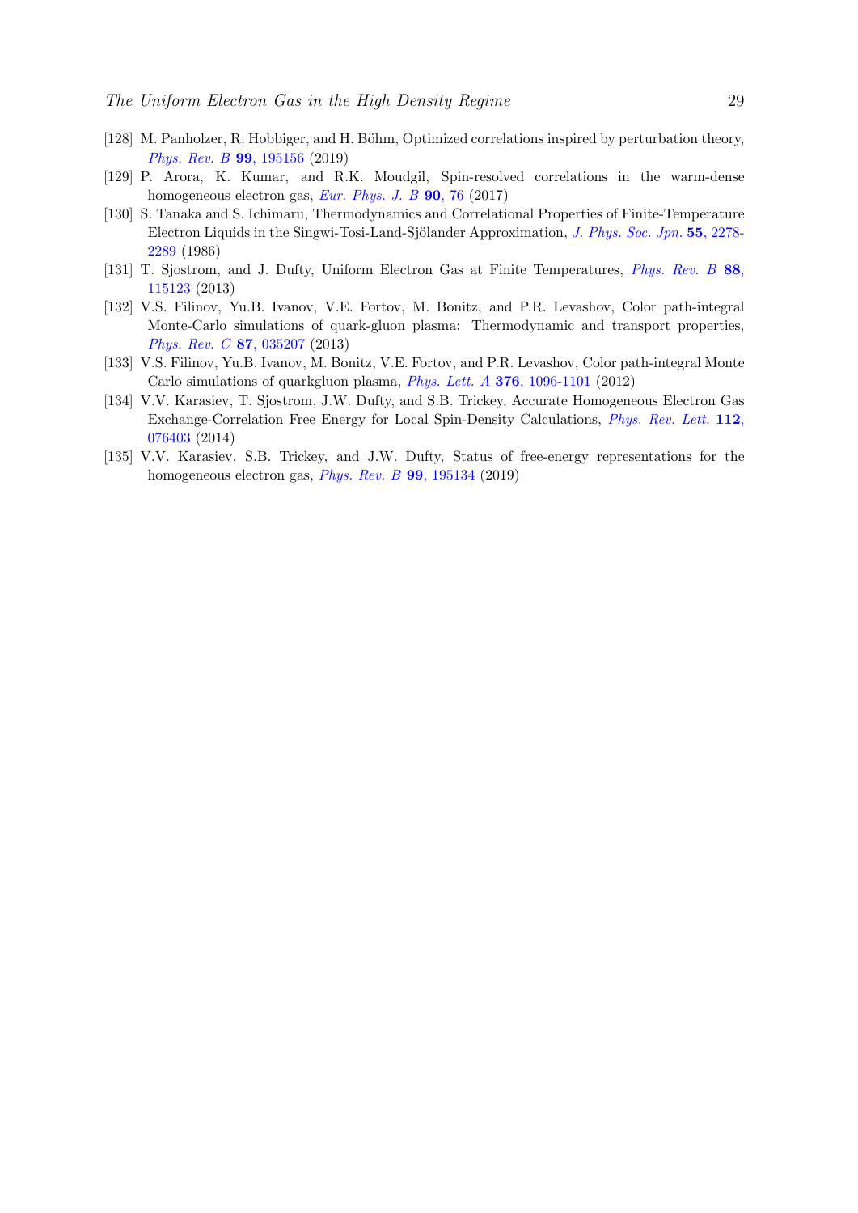[128] M. Panholzer, R. Hobbiger, and H. Böhm, Optimized correlations inspired by perturbation theory, *Phys. Rev. B* **99**, 195156 (2019)

[129] P. Arora, K. Kumar, and R.K. Moudgil, Spin-resolved correlations in the warm-dense homogeneous electron gas, *Eur. Phys. J. B* **90**, 76 (2017)

[130] S. Tanaka and S. Ichimaru, Thermodynamics and Correlational Properties of Finite-Temperature Electron Liquids in the Singwi-Tosi-Land-Sjölander Approximation, *J. Phys. Soc. Jpn.* **55**, 2278-2289 (1986)

[131] T. Sjostrom, and J. Dufty, Uniform Electron Gas at Finite Temperatures, *Phys. Rev. B* **88**, 115123 (2013)

[132] V.S. Filinov, Yu.B. Ivanov, V.E. Fortov, M. Bonitz, and P.R. Levashov, Color path-integral Monte-Carlo simulations of quark-gluon plasma: Thermodynamic and transport properties, *Phys. Rev. C* **87**, 035207 (2013)

[133] V.S. Filinov, Yu.B. Ivanov, M. Bonitz, V.E. Fortov, and P.R. Levashov, Color path-integral Monte Carlo simulations of quarkgluon plasma, *Phys. Lett. A* **376**, 1096-1101 (2012)

[134] V.V. Karasiev, T. Sjostrom, J.W. Dufty, and S.B. Trickey, Accurate Homogeneous Electron Gas Exchange-Correlation Free Energy for Local Spin-Density Calculations, *Phys. Rev. Lett.* **112**, 076403 (2014)

[135] V.V. Karasiev, S.B. Trickey, and J.W. Dufty, Status of free-energy representations for the homogeneous electron gas, *Phys. Rev. B* **99**, 195134 (2019)